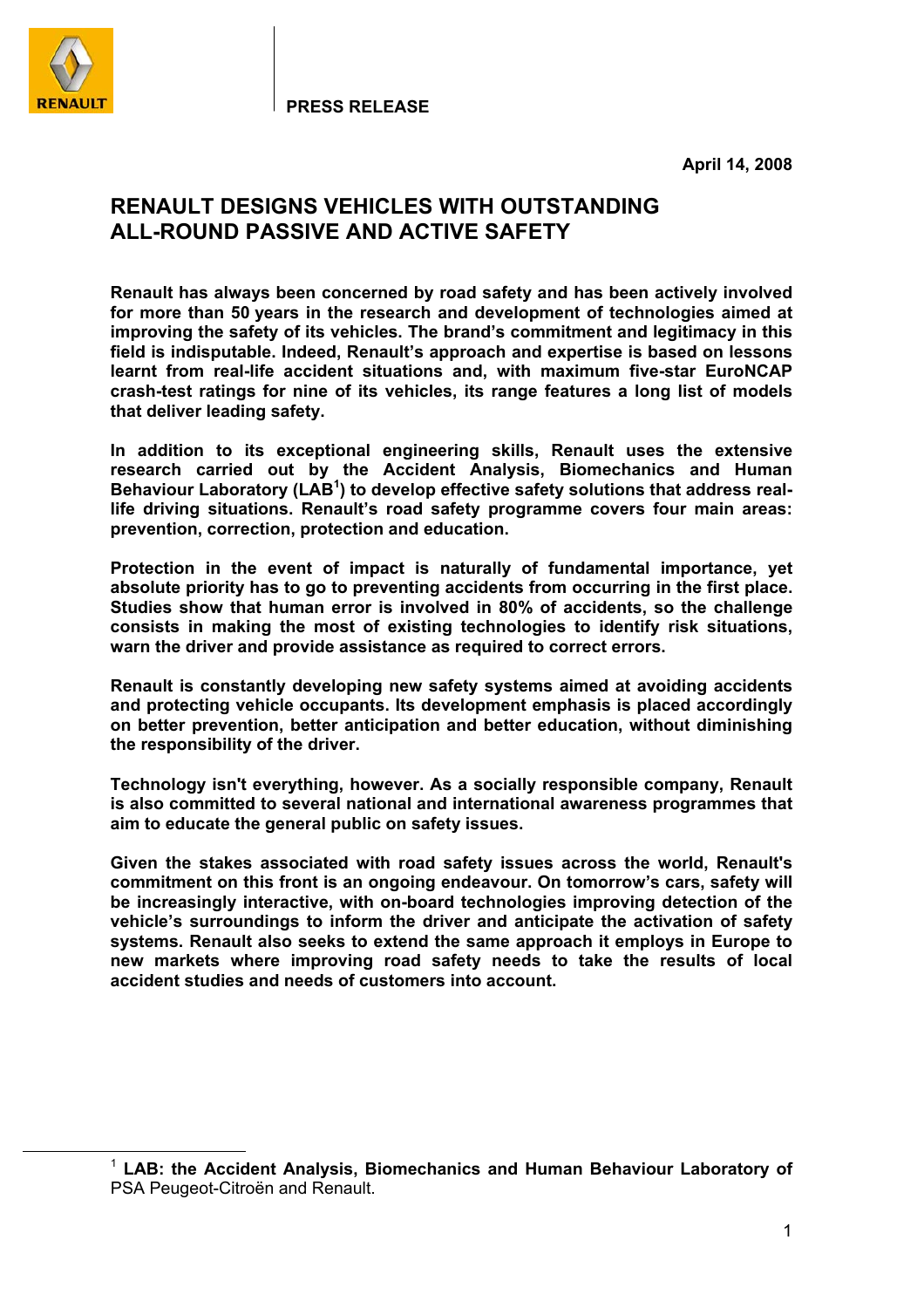**PRESS RELEASE**

**April 14, 2008**

# RENAULT DESIGNS VEHICLES WITH OUTSTANDING ALL-ROUND PASSIVE AND ACTIVE SAFETY

**Renault has always been concerned by road safety and has been actively involved for more than 50 years in the research and development of technologies aimed at improving the safety of its vehicles. The brand's commitment and legitimacy in this field is indisputable. Indeed, Renault's approach and expertise is based on lessons learnt from real-life accident situations and, with maximum five-star EuroNCAP crash-test ratings for nine of its vehicles, its range features a long list of models that deliver leading safety.**

**In addition to its exceptional engineering skills, Renault uses the extensive research carried out by the Accident Analysis, Biomechanics and Human Behaviour Laboratory (LAB[1]) to develop effective safety solutions that address real-life driving situations. Renault's road safety programme covers four main areas: prevention, correction, protection and education.**

**Protection in the event of impact is naturally of fundamental importance, yet absolute priority has to go to preventing accidents from occurring in the first place. Studies show that human error is involved in 80% of accidents, so the challenge consists in making the most of existing technologies to identify risk situations, warn the driver and provide assistance as required to correct errors.**

**Renault is constantly developing new safety systems aimed at avoiding accidents and protecting vehicle occupants. Its development emphasis is placed accordingly on better prevention, better anticipation and better education, without diminishing the responsibility of the driver.**

**Technology isn't everything, however. As a socially responsible company, Renault is also committed to several national and international awareness programmes that aim to educate the general public on safety issues.**

**Given the stakes associated with road safety issues across the world, Renault's commitment on this front is an ongoing endeavour. On tomorrow's cars, safety will be increasingly interactive, with on-board technologies improving detection of the vehicle's surroundings to inform the driver and anticipate the activation of safety systems. Renault also seeks to extend the same approach it employs in Europe to new markets where improving road safety needs to take the results of local accident studies and needs of customers into account.**

---

[1] **LAB: the Accident Analysis, Biomechanics and Human Behaviour Laboratory of** PSA Peugeot-Citroën and Renault.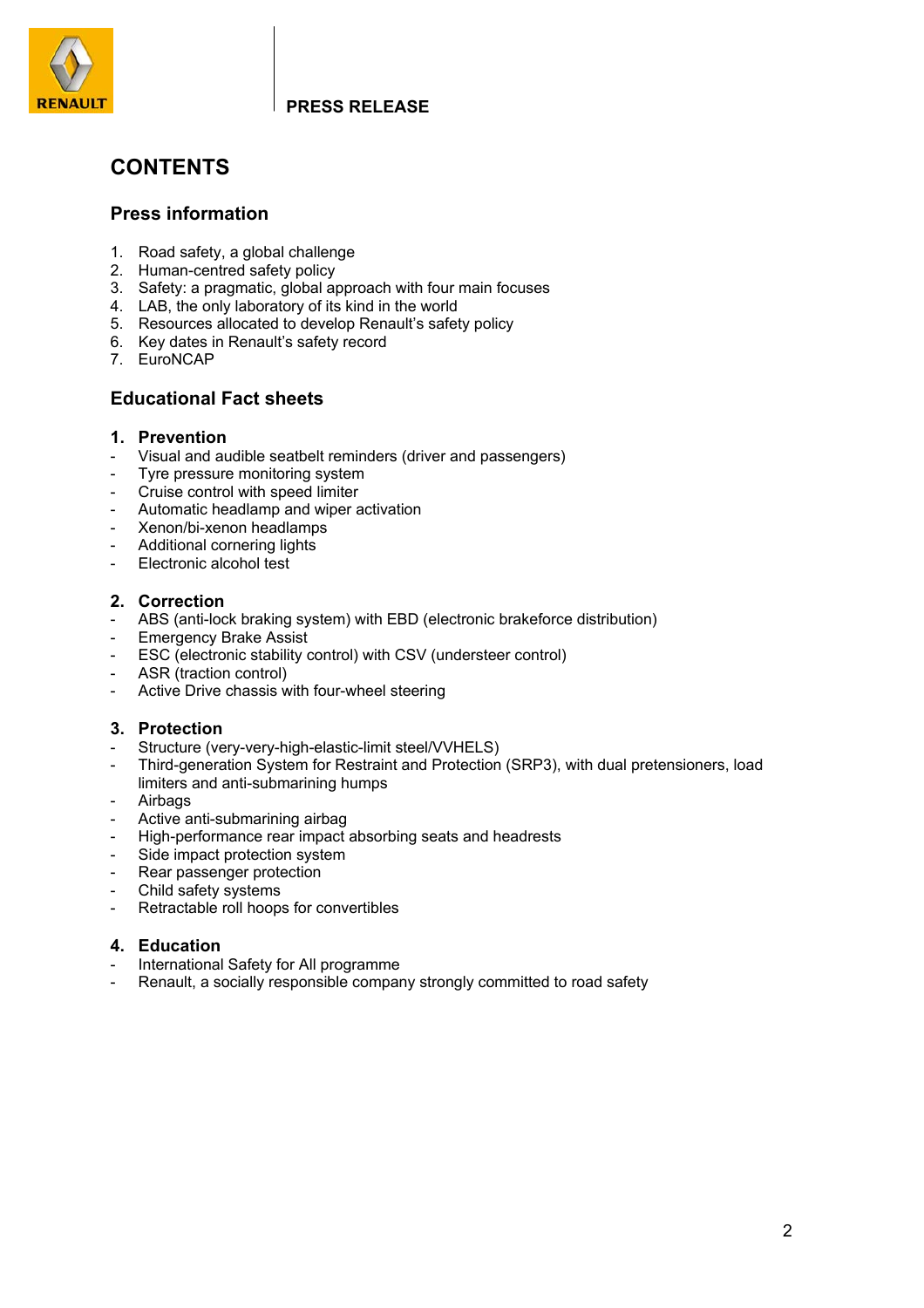PRESS RELEASE

# CONTENTS

## Press information

1. Road safety, a global challenge
2. Human-centred safety policy
3. Safety: a pragmatic, global approach with four main focuses
4. LAB, the only laboratory of its kind in the world
5. Resources allocated to develop Renault's safety policy
6. Key dates in Renault's safety record
7. EuroNCAP

## Educational Fact sheets

### 1. Prevention

- Visual and audible seatbelt reminders (driver and passengers)
- Tyre pressure monitoring system
- Cruise control with speed limiter
- Automatic headlamp and wiper activation
- Xenon/bi-xenon headlamps
- Additional cornering lights
- Electronic alcohol test

### 2. Correction

- ABS (anti-lock braking system) with EBD (electronic brakeforce distribution)
- Emergency Brake Assist
- ESC (electronic stability control) with CSV (understeer control)
- ASR (traction control)
- Active Drive chassis with four-wheel steering

### 3. Protection

- Structure (very-very-high-elastic-limit steel/VVHELS)
- Third-generation System for Restraint and Protection (SRP3), with dual pretensioners, load limiters and anti-submarining humps
- Airbags
- Active anti-submarining airbag
- High-performance rear impact absorbing seats and headrests
- Side impact protection system
- Rear passenger protection
- Child safety systems
- Retractable roll hoops for convertibles

### 4. Education

- International Safety for All programme
- Renault, a socially responsible company strongly committed to road safety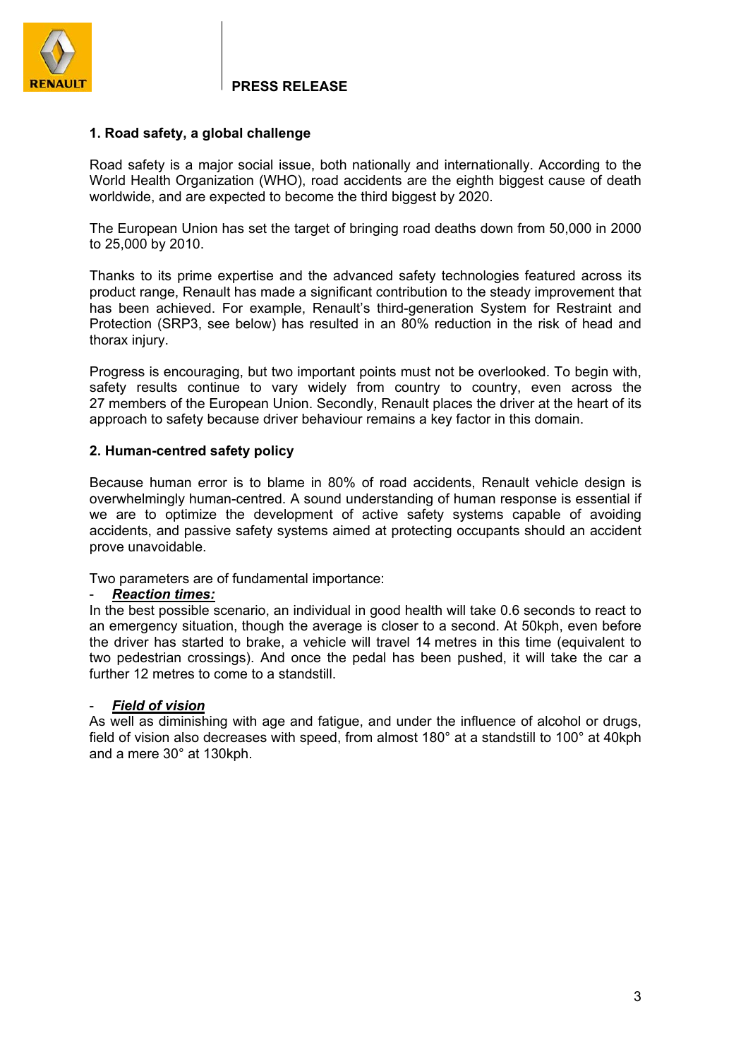**PRESS RELEASE**

## 1. Road safety, a global challenge

Road safety is a major social issue, both nationally and internationally. According to the World Health Organization (WHO), road accidents are the eighth biggest cause of death worldwide, and are expected to become the third biggest by 2020.

The European Union has set the target of bringing road deaths down from 50,000 in 2000 to 25,000 by 2010.

Thanks to its prime expertise and the advanced safety technologies featured across its product range, Renault has made a significant contribution to the steady improvement that has been achieved. For example, Renault's third-generation System for Restraint and Protection (SRP3, see below) has resulted in an 80% reduction in the risk of head and thorax injury.

Progress is encouraging, but two important points must not be overlooked. To begin with, safety results continue to vary widely from country to country, even across the 27 members of the European Union. Secondly, Renault places the driver at the heart of its approach to safety because driver behaviour remains a key factor in this domain.

## 2. Human-centred safety policy

Because human error is to blame in 80% of road accidents, Renault vehicle design is overwhelmingly human-centred. A sound understanding of human response is essential if we are to optimize the development of active safety systems capable of avoiding accidents, and passive safety systems aimed at protecting occupants should an accident prove unavoidable.

Two parameters are of fundamental importance:

- ***Reaction times:***

In the best possible scenario, an individual in good health will take 0.6 seconds to react to an emergency situation, though the average is closer to a second. At 50kph, even before the driver has started to brake, a vehicle will travel 14 metres in this time (equivalent to two pedestrian crossings). And once the pedal has been pushed, it will take the car a further 12 metres to come to a standstill.

- ***Field of vision***

As well as diminishing with age and fatigue, and under the influence of alcohol or drugs, field of vision also decreases with speed, from almost 180° at a standstill to 100° at 40kph and a mere 30° at 130kph.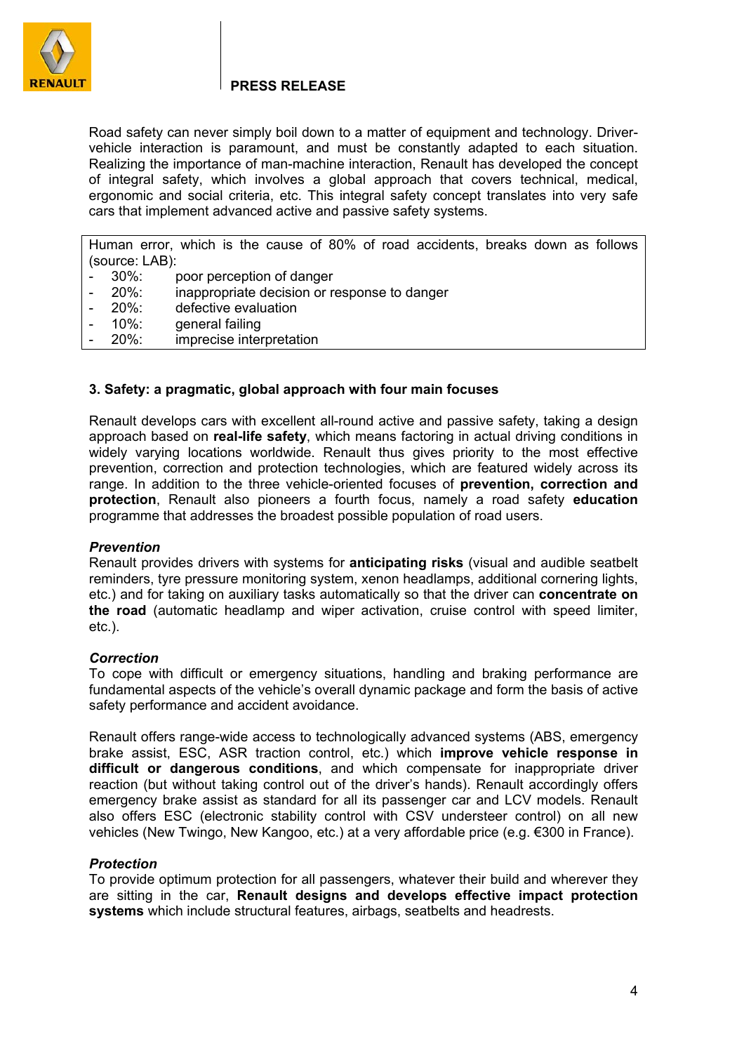Road safety can never simply boil down to a matter of equipment and technology. Driver-vehicle interaction is paramount, and must be constantly adapted to each situation. Realizing the importance of man-machine interaction, Renault has developed the concept of integral safety, which involves a global approach that covers technical, medical, ergonomic and social criteria, etc. This integral safety concept translates into very safe cars that implement advanced active and passive safety systems.

Human error, which is the cause of 80% of road accidents, breaks down as follows (source: LAB):

- 30%: poor perception of danger
- 20%: inappropriate decision or response to danger
- 20%: defective evaluation
- 10%: general failing
- 20%: imprecise interpretation

### 3. Safety: a pragmatic, global approach with four main focuses

Renault develops cars with excellent all-round active and passive safety, taking a design approach based on **real-life safety**, which means factoring in actual driving conditions in widely varying locations worldwide. Renault thus gives priority to the most effective prevention, correction and protection technologies, which are featured widely across its range. In addition to the three vehicle-oriented focuses of **prevention, correction and protection**, Renault also pioneers a fourth focus, namely a road safety **education** programme that addresses the broadest possible population of road users.

***Prevention***

Renault provides drivers with systems for **anticipating risks** (visual and audible seatbelt reminders, tyre pressure monitoring system, xenon headlamps, additional cornering lights, etc.) and for taking on auxiliary tasks automatically so that the driver can **concentrate on the road** (automatic headlamp and wiper activation, cruise control with speed limiter, etc.).

***Correction***

To cope with difficult or emergency situations, handling and braking performance are fundamental aspects of the vehicle's overall dynamic package and form the basis of active safety performance and accident avoidance.

Renault offers range-wide access to technologically advanced systems (ABS, emergency brake assist, ESC, ASR traction control, etc.) which **improve vehicle response in difficult or dangerous conditions**, and which compensate for inappropriate driver reaction (but without taking control out of the driver's hands). Renault accordingly offers emergency brake assist as standard for all its passenger car and LCV models. Renault also offers ESC (electronic stability control with CSV understeer control) on all new vehicles (New Twingo, New Kangoo, etc.) at a very affordable price (e.g. €300 in France).

***Protection***

To provide optimum protection for all passengers, whatever their build and wherever they are sitting in the car, **Renault designs and develops effective impact protection systems** which include structural features, airbags, seatbelts and headrests.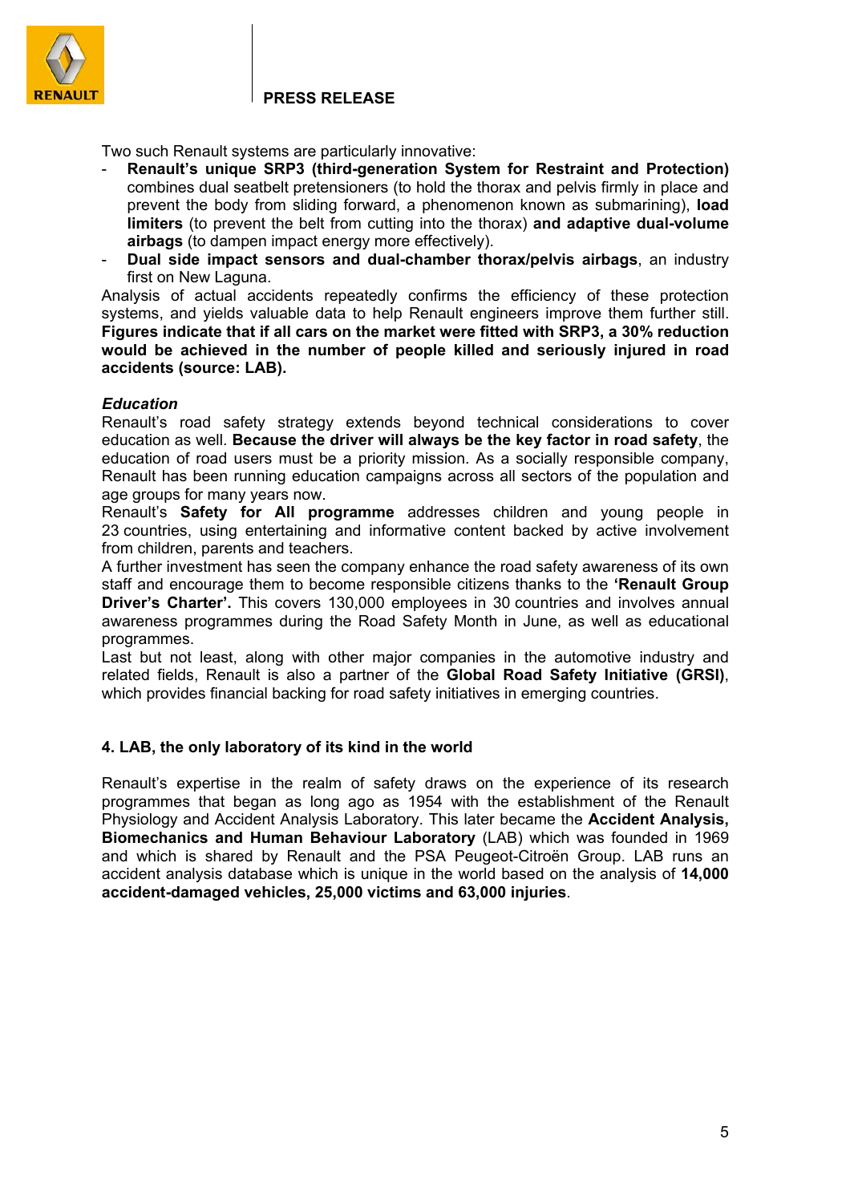Two such Renault systems are particularly innovative:

- **Renault's unique SRP3 (third-generation System for Restraint and Protection)** combines dual seatbelt pretensioners (to hold the thorax and pelvis firmly in place and prevent the body from sliding forward, a phenomenon known as submarining), **load limiters** (to prevent the belt from cutting into the thorax) **and adaptive dual-volume airbags** (to dampen impact energy more effectively).
- **Dual side impact sensors and dual-chamber thorax/pelvis airbags**, an industry first on New Laguna.

Analysis of actual accidents repeatedly confirms the efficiency of these protection systems, and yields valuable data to help Renault engineers improve them further still. **Figures indicate that if all cars on the market were fitted with SRP3, a 30% reduction would be achieved in the number of people killed and seriously injured in road accidents (source: LAB).**

***Education***

Renault's road safety strategy extends beyond technical considerations to cover education as well. **Because the driver will always be the key factor in road safety**, the education of road users must be a priority mission. As a socially responsible company, Renault has been running education campaigns across all sectors of the population and age groups for many years now.

Renault's **Safety for All programme** addresses children and young people in 23 countries, using entertaining and informative content backed by active involvement from children, parents and teachers.

A further investment has seen the company enhance the road safety awareness of its own staff and encourage them to become responsible citizens thanks to the **'Renault Group Driver's Charter'.** This covers 130,000 employees in 30 countries and involves annual awareness programmes during the Road Safety Month in June, as well as educational programmes.

Last but not least, along with other major companies in the automotive industry and related fields, Renault is also a partner of the **Global Road Safety Initiative (GRSI)**, which provides financial backing for road safety initiatives in emerging countries.

### 4. LAB, the only laboratory of its kind in the world

Renault's expertise in the realm of safety draws on the experience of its research programmes that began as long ago as 1954 with the establishment of the Renault Physiology and Accident Analysis Laboratory. This later became the **Accident Analysis, Biomechanics and Human Behaviour Laboratory** (LAB) which was founded in 1969 and which is shared by Renault and the PSA Peugeot-Citroën Group. LAB runs an accident analysis database which is unique in the world based on the analysis of **14,000 accident-damaged vehicles, 25,000 victims and 63,000 injuries**.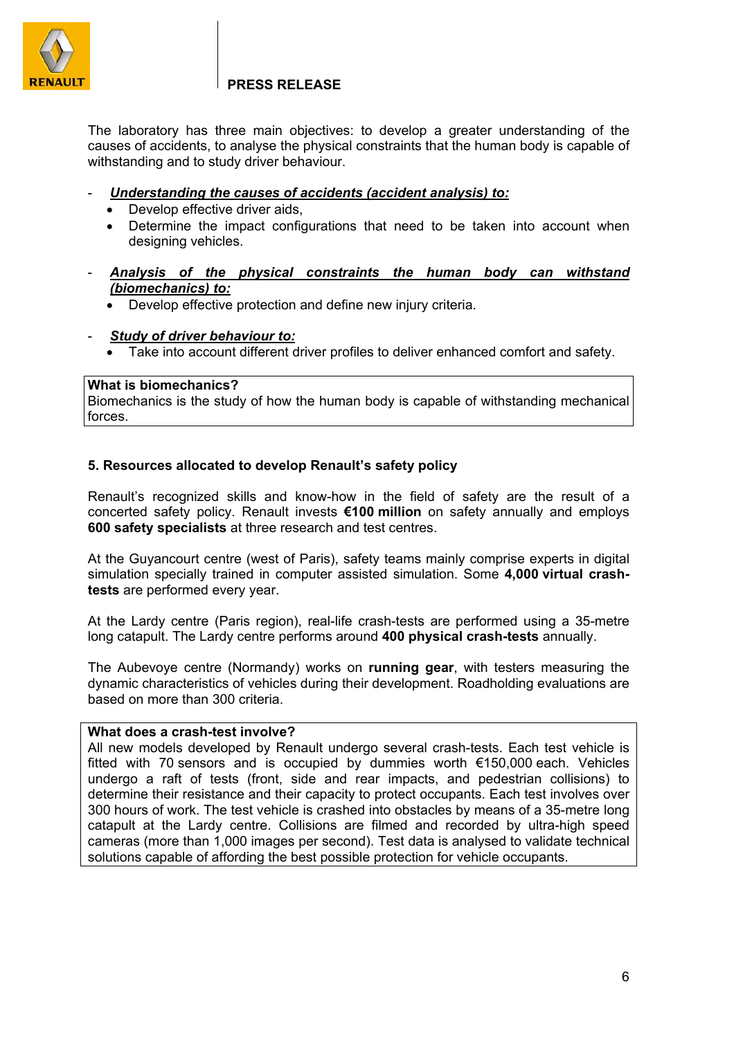The laboratory has three main objectives: to develop a greater understanding of the causes of accidents, to analyse the physical constraints that the human body is capable of withstanding and to study driver behaviour.

- ***Understanding the causes of accidents (accident analysis) to:***
  - Develop effective driver aids,
  - Determine the impact configurations that need to be taken into account when designing vehicles.

- ***Analysis of the physical constraints the human body can withstand (biomechanics) to:***
  - Develop effective protection and define new injury criteria.

- ***Study of driver behaviour to:***
  - Take into account different driver profiles to deliver enhanced comfort and safety.

**What is biomechanics?**
Biomechanics is the study of how the human body is capable of withstanding mechanical forces.

### 5. Resources allocated to develop Renault's safety policy

Renault's recognized skills and know-how in the field of safety are the result of a concerted safety policy. Renault invests **€100 million** on safety annually and employs **600 safety specialists** at three research and test centres.

At the Guyancourt centre (west of Paris), safety teams mainly comprise experts in digital simulation specially trained in computer assisted simulation. Some **4,000 virtual crash-tests** are performed every year.

At the Lardy centre (Paris region), real-life crash-tests are performed using a 35-metre long catapult. The Lardy centre performs around **400 physical crash-tests** annually.

The Aubevoye centre (Normandy) works on **running gear**, with testers measuring the dynamic characteristics of vehicles during their development. Roadholding evaluations are based on more than 300 criteria.

**What does a crash-test involve?**
All new models developed by Renault undergo several crash-tests. Each test vehicle is fitted with 70 sensors and is occupied by dummies worth €150,000 each. Vehicles undergo a raft of tests (front, side and rear impacts, and pedestrian collisions) to determine their resistance and their capacity to protect occupants. Each test involves over 300 hours of work. The test vehicle is crashed into obstacles by means of a 35-metre long catapult at the Lardy centre. Collisions are filmed and recorded by ultra-high speed cameras (more than 1,000 images per second). Test data is analysed to validate technical solutions capable of affording the best possible protection for vehicle occupants.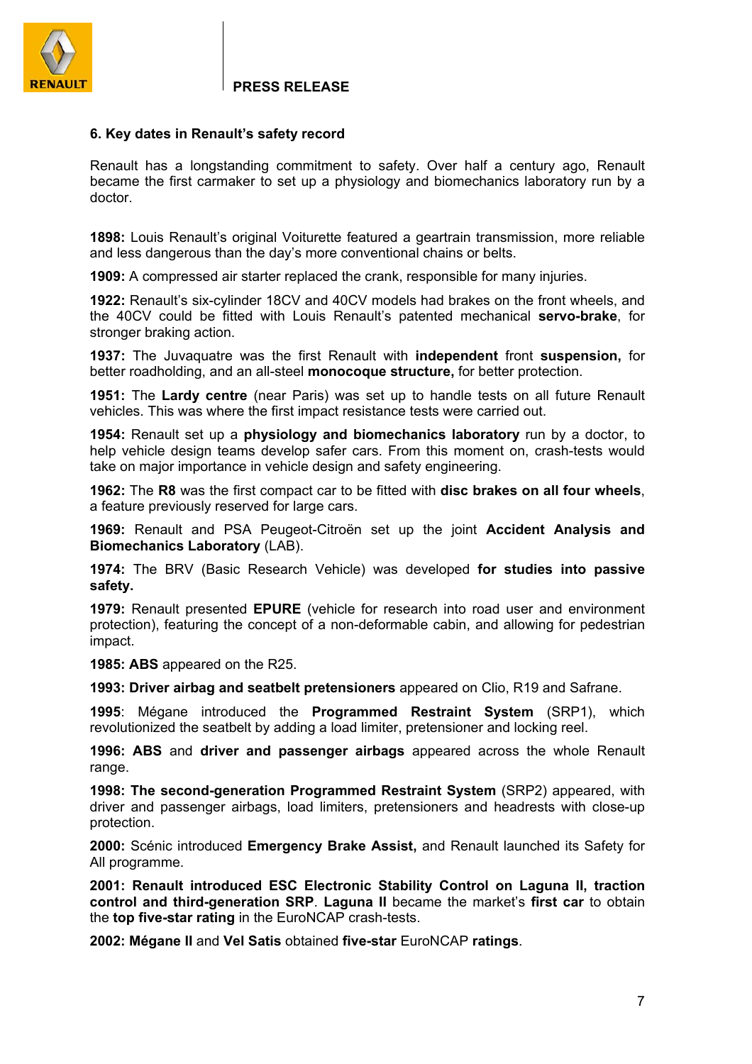### 6. Key dates in Renault's safety record

Renault has a longstanding commitment to safety. Over half a century ago, Renault became the first carmaker to set up a physiology and biomechanics laboratory run by a doctor.

**1898:** Louis Renault's original Voiturette featured a geartrain transmission, more reliable and less dangerous than the day's more conventional chains or belts.

**1909:** A compressed air starter replaced the crank, responsible for many injuries.

**1922:** Renault's six-cylinder 18CV and 40CV models had brakes on the front wheels, and the 40CV could be fitted with Louis Renault's patented mechanical **servo-brake**, for stronger braking action.

**1937:** The Juvaquatre was the first Renault with **independent** front **suspension,** for better roadholding, and an all-steel **monocoque structure,** for better protection.

**1951:** The **Lardy centre** (near Paris) was set up to handle tests on all future Renault vehicles. This was where the first impact resistance tests were carried out.

**1954:** Renault set up a **physiology and biomechanics laboratory** run by a doctor, to help vehicle design teams develop safer cars. From this moment on, crash-tests would take on major importance in vehicle design and safety engineering.

**1962:** The **R8** was the first compact car to be fitted with **disc brakes on all four wheels**, a feature previously reserved for large cars.

**1969:** Renault and PSA Peugeot-Citroën set up the joint **Accident Analysis and Biomechanics Laboratory** (LAB).

**1974:** The BRV (Basic Research Vehicle) was developed **for studies into passive safety.**

**1979:** Renault presented **EPURE** (vehicle for research into road user and environment protection), featuring the concept of a non-deformable cabin, and allowing for pedestrian impact.

**1985: ABS** appeared on the R25.

**1993: Driver airbag and seatbelt pretensioners** appeared on Clio, R19 and Safrane.

**1995**: Mégane introduced the **Programmed Restraint System** (SRP1), which revolutionized the seatbelt by adding a load limiter, pretensioner and locking reel.

**1996: ABS** and **driver and passenger airbags** appeared across the whole Renault range.

**1998: The second-generation Programmed Restraint System** (SRP2) appeared, with driver and passenger airbags, load limiters, pretensioners and headrests with close-up protection.

**2000:** Scénic introduced **Emergency Brake Assist,** and Renault launched its Safety for All programme.

**2001: Renault introduced ESC Electronic Stability Control on Laguna II, traction control and third-generation SRP**. **Laguna II** became the market's **first car** to obtain the **top five-star rating** in the EuroNCAP crash-tests.

**2002: Mégane II** and **Vel Satis** obtained **five-star** EuroNCAP **ratings**.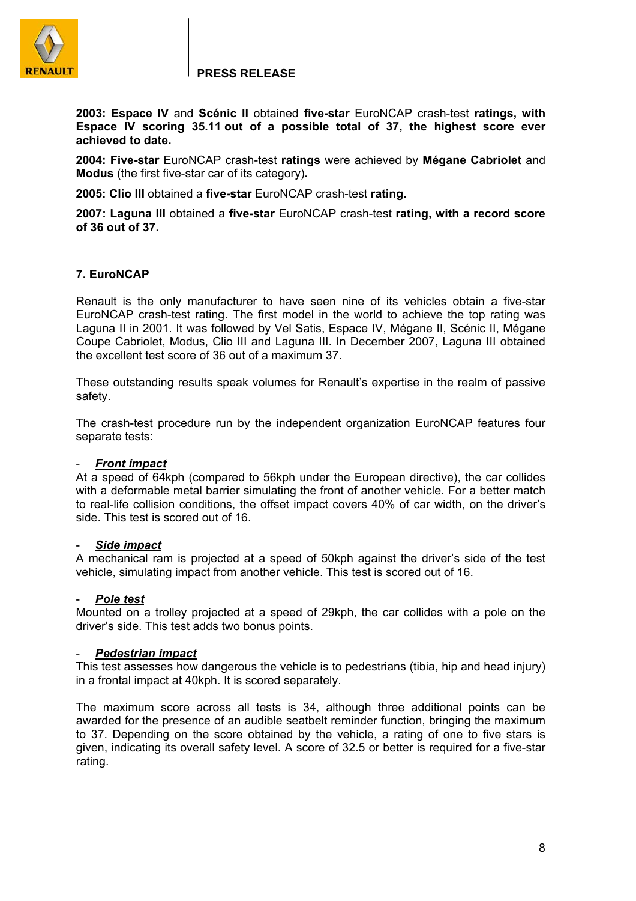**2003: Espace IV** and **Scénic II** obtained **five-star** EuroNCAP crash-test **ratings, with Espace IV scoring 35.11 out of a possible total of 37, the highest score ever achieved to date.**

**2004: Five-star** EuroNCAP crash-test **ratings** were achieved by **Mégane Cabriolet** and **Modus** (the first five-star car of its category)**.**

**2005: Clio III** obtained a **five-star** EuroNCAP crash-test **rating.**

**2007: Laguna III** obtained a **five-star** EuroNCAP crash-test **rating, with a record score of 36 out of 37.**

## 7. EuroNCAP

Renault is the only manufacturer to have seen nine of its vehicles obtain a five-star EuroNCAP crash-test rating. The first model in the world to achieve the top rating was Laguna II in 2001. It was followed by Vel Satis, Espace IV, Mégane II, Scénic II, Mégane Coupe Cabriolet, Modus, Clio III and Laguna III. In December 2007, Laguna III obtained the excellent test score of 36 out of a maximum 37.

These outstanding results speak volumes for Renault's expertise in the realm of passive safety.

The crash-test procedure run by the independent organization EuroNCAP features four separate tests:

- ***Front impact***

At a speed of 64kph (compared to 56kph under the European directive), the car collides with a deformable metal barrier simulating the front of another vehicle. For a better match to real-life collision conditions, the offset impact covers 40% of car width, on the driver's side. This test is scored out of 16.

- ***Side impact***

A mechanical ram is projected at a speed of 50kph against the driver's side of the test vehicle, simulating impact from another vehicle. This test is scored out of 16.

- ***Pole test***

Mounted on a trolley projected at a speed of 29kph, the car collides with a pole on the driver's side. This test adds two bonus points.

- ***Pedestrian impact***

This test assesses how dangerous the vehicle is to pedestrians (tibia, hip and head injury) in a frontal impact at 40kph. It is scored separately.

The maximum score across all tests is 34, although three additional points can be awarded for the presence of an audible seatbelt reminder function, bringing the maximum to 37. Depending on the score obtained by the vehicle, a rating of one to five stars is given, indicating its overall safety level. A score of 32.5 or better is required for a five-star rating.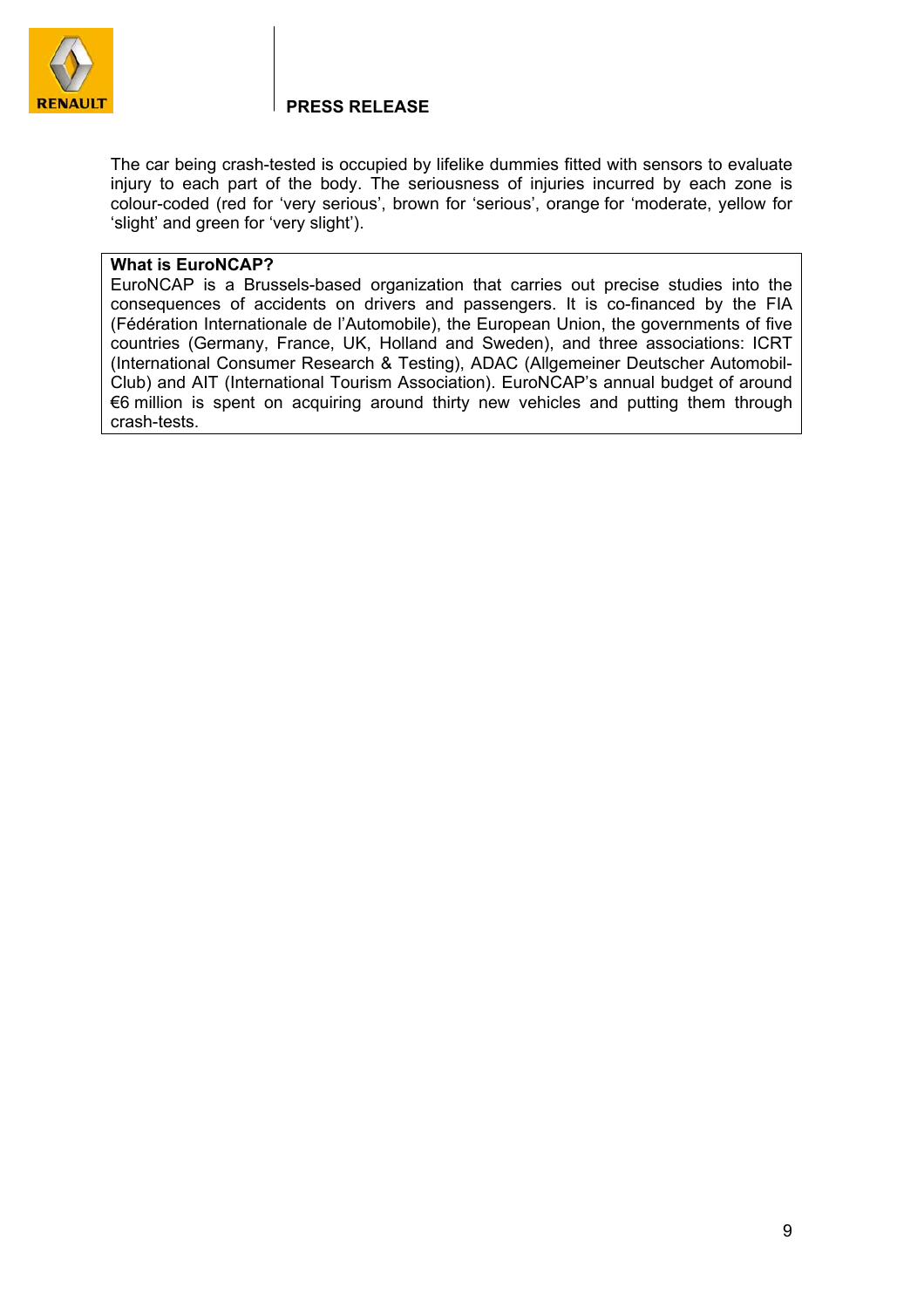The car being crash-tested is occupied by lifelike dummies fitted with sensors to evaluate injury to each part of the body. The seriousness of injuries incurred by each zone is colour-coded (red for 'very serious', brown for 'serious', orange for 'moderate, yellow for 'slight' and green for 'very slight').

**What is EuroNCAP?**

EuroNCAP is a Brussels-based organization that carries out precise studies into the consequences of accidents on drivers and passengers. It is co-financed by the FIA (Fédération Internationale de l'Automobile), the European Union, the governments of five countries (Germany, France, UK, Holland and Sweden), and three associations: ICRT (International Consumer Research & Testing), ADAC (Allgemeiner Deutscher Automobil-Club) and AIT (International Tourism Association). EuroNCAP's annual budget of around €6 million is spent on acquiring around thirty new vehicles and putting them through crash-tests.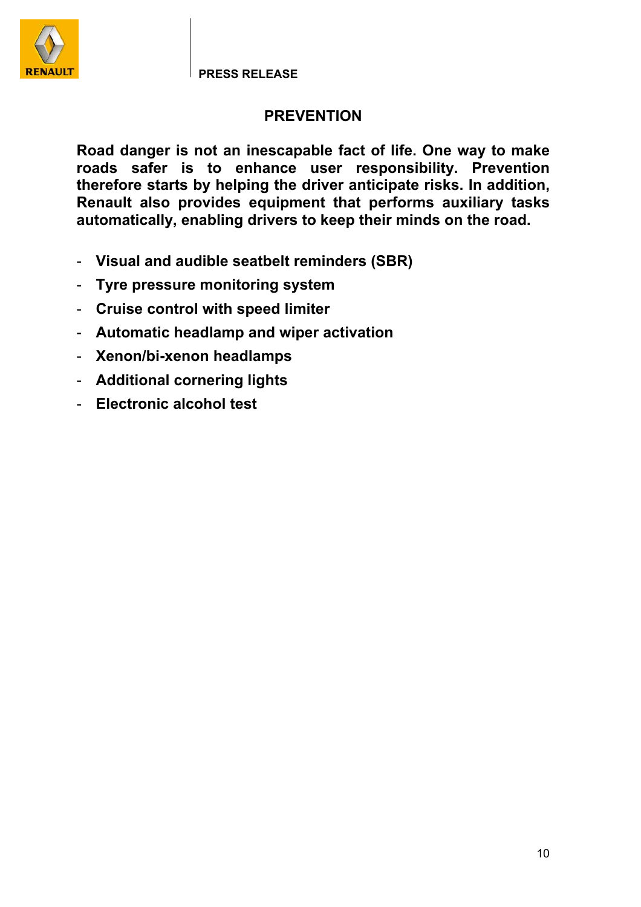## PREVENTION

**Road danger is not an inescapable fact of life. One way to make roads safer is to enhance user responsibility. Prevention therefore starts by helping the driver anticipate risks. In addition, Renault also provides equipment that performs auxiliary tasks automatically, enabling drivers to keep their minds on the road.**

- **Visual and audible seatbelt reminders (SBR)**
- **Tyre pressure monitoring system**
- **Cruise control with speed limiter**
- **Automatic headlamp and wiper activation**
- **Xenon/bi-xenon headlamps**
- **Additional cornering lights**
- **Electronic alcohol test**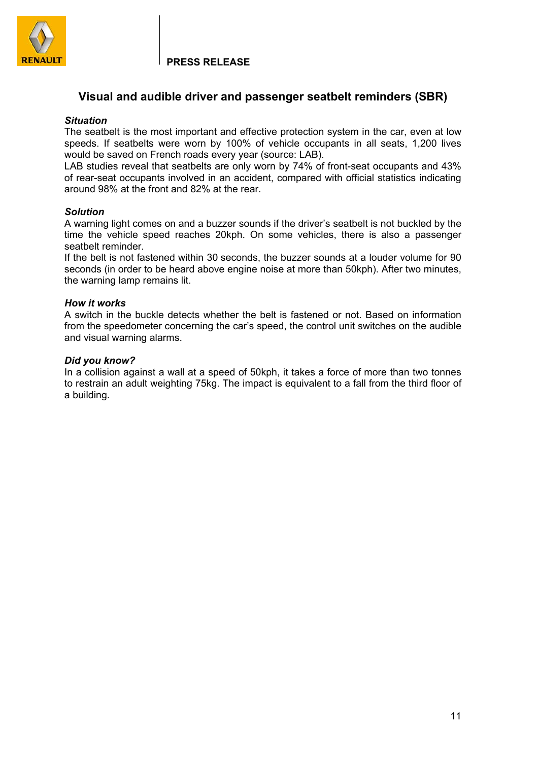**PRESS RELEASE**

## Visual and audible driver and passenger seatbelt reminders (SBR)

***Situation***

The seatbelt is the most important and effective protection system in the car, even at low speeds. If seatbelts were worn by 100% of vehicle occupants in all seats, 1,200 lives would be saved on French roads every year (source: LAB).

LAB studies reveal that seatbelts are only worn by 74% of front-seat occupants and 43% of rear-seat occupants involved in an accident, compared with official statistics indicating around 98% at the front and 82% at the rear.

***Solution***

A warning light comes on and a buzzer sounds if the driver's seatbelt is not buckled by the time the vehicle speed reaches 20kph. On some vehicles, there is also a passenger seatbelt reminder.

If the belt is not fastened within 30 seconds, the buzzer sounds at a louder volume for 90 seconds (in order to be heard above engine noise at more than 50kph). After two minutes, the warning lamp remains lit.

***How it works***

A switch in the buckle detects whether the belt is fastened or not. Based on information from the speedometer concerning the car's speed, the control unit switches on the audible and visual warning alarms.

***Did you know?***

In a collision against a wall at a speed of 50kph, it takes a force of more than two tonnes to restrain an adult weighting 75kg. The impact is equivalent to a fall from the third floor of a building.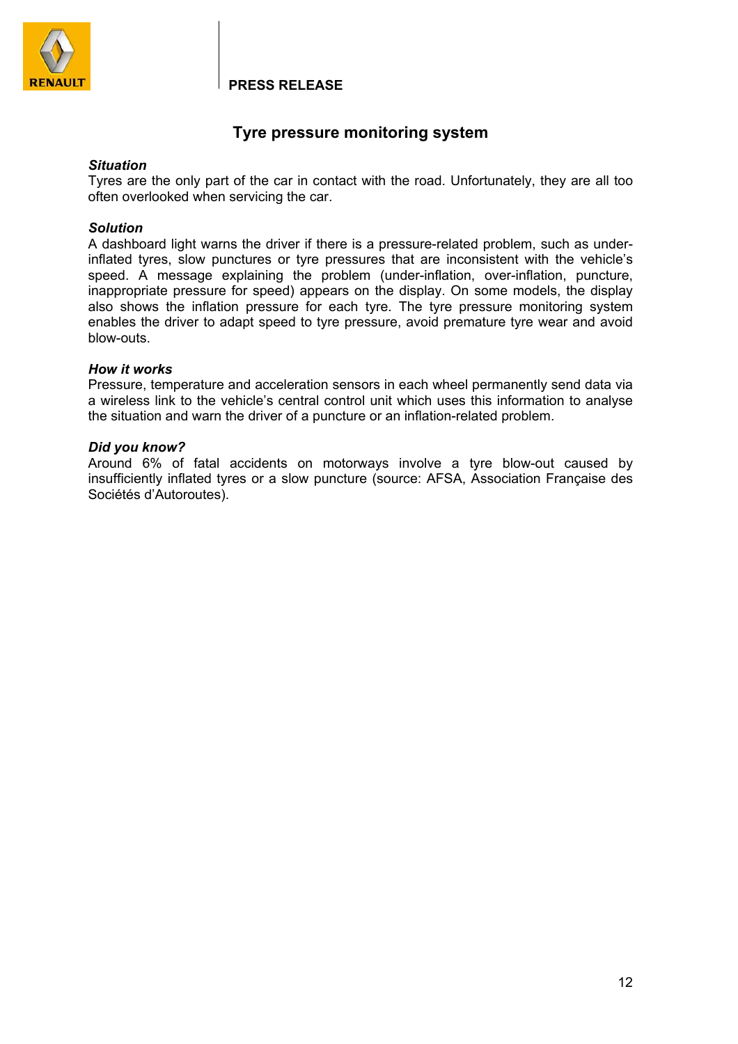**PRESS RELEASE**

## Tyre pressure monitoring system

***Situation***

Tyres are the only part of the car in contact with the road. Unfortunately, they are all too often overlooked when servicing the car.

***Solution***

A dashboard light warns the driver if there is a pressure-related problem, such as under-inflated tyres, slow punctures or tyre pressures that are inconsistent with the vehicle's speed. A message explaining the problem (under-inflation, over-inflation, puncture, inappropriate pressure for speed) appears on the display. On some models, the display also shows the inflation pressure for each tyre. The tyre pressure monitoring system enables the driver to adapt speed to tyre pressure, avoid premature tyre wear and avoid blow-outs.

***How it works***

Pressure, temperature and acceleration sensors in each wheel permanently send data via a wireless link to the vehicle's central control unit which uses this information to analyse the situation and warn the driver of a puncture or an inflation-related problem.

***Did you know?***

Around 6% of fatal accidents on motorways involve a tyre blow-out caused by insufficiently inflated tyres or a slow puncture (source: AFSA, Association Française des Sociétés d'Autoroutes).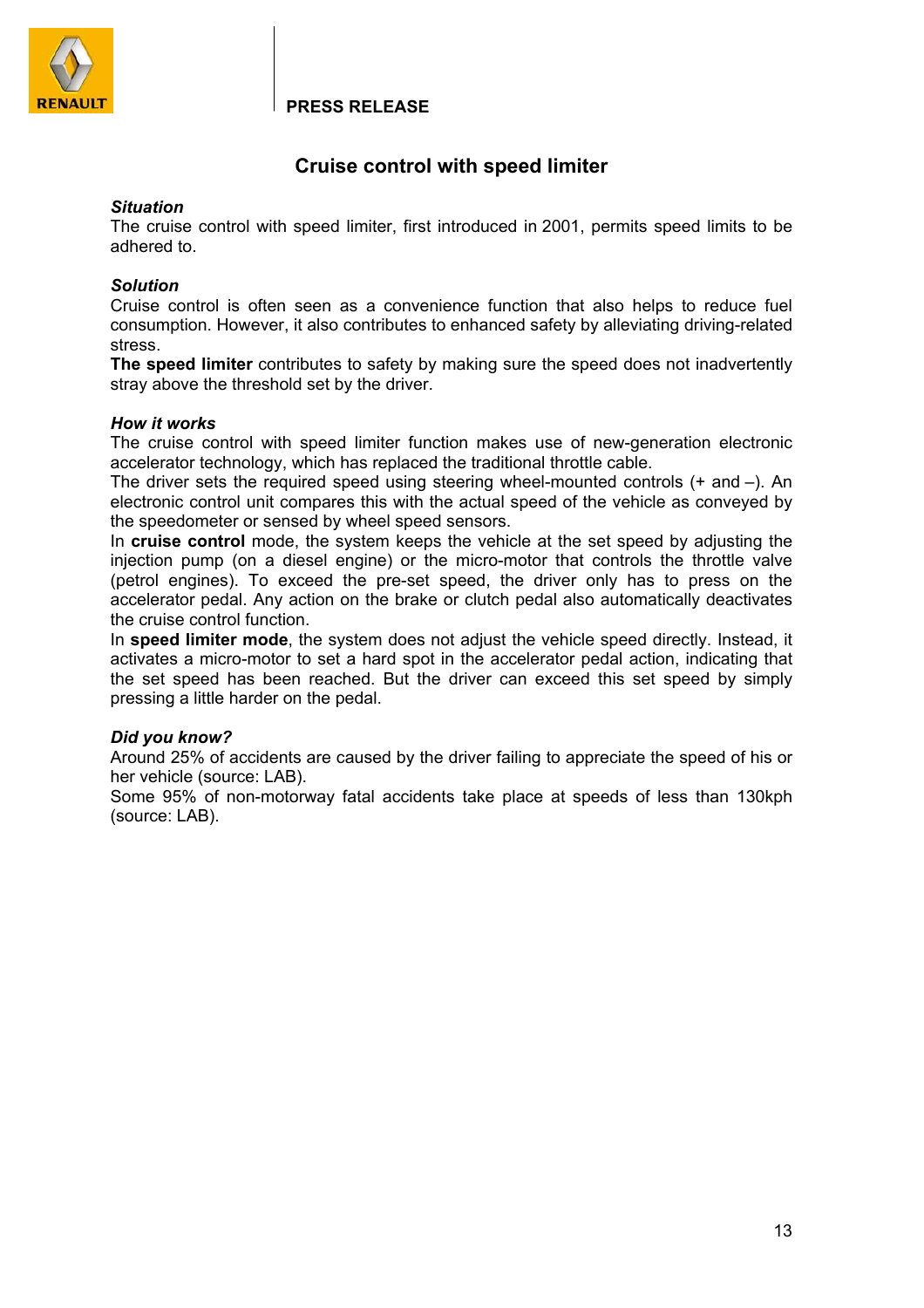PRESS RELEASE

# Cruise control with speed limiter

***Situation***

The cruise control with speed limiter, first introduced in 2001, permits speed limits to be adhered to.

***Solution***

Cruise control is often seen as a convenience function that also helps to reduce fuel consumption. However, it also contributes to enhanced safety by alleviating driving-related stress.

**The speed limiter** contributes to safety by making sure the speed does not inadvertently stray above the threshold set by the driver.

***How it works***

The cruise control with speed limiter function makes use of new-generation electronic accelerator technology, which has replaced the traditional throttle cable.

The driver sets the required speed using steering wheel-mounted controls (+ and –). An electronic control unit compares this with the actual speed of the vehicle as conveyed by the speedometer or sensed by wheel speed sensors.

In **cruise control** mode, the system keeps the vehicle at the set speed by adjusting the injection pump (on a diesel engine) or the micro-motor that controls the throttle valve (petrol engines). To exceed the pre-set speed, the driver only has to press on the accelerator pedal. Any action on the brake or clutch pedal also automatically deactivates the cruise control function.

In **speed limiter mode**, the system does not adjust the vehicle speed directly. Instead, it activates a micro-motor to set a hard spot in the accelerator pedal action, indicating that the set speed has been reached. But the driver can exceed this set speed by simply pressing a little harder on the pedal.

***Did you know?***

Around 25% of accidents are caused by the driver failing to appreciate the speed of his or her vehicle (source: LAB).

Some 95% of non-motorway fatal accidents take place at speeds of less than 130kph (source: LAB).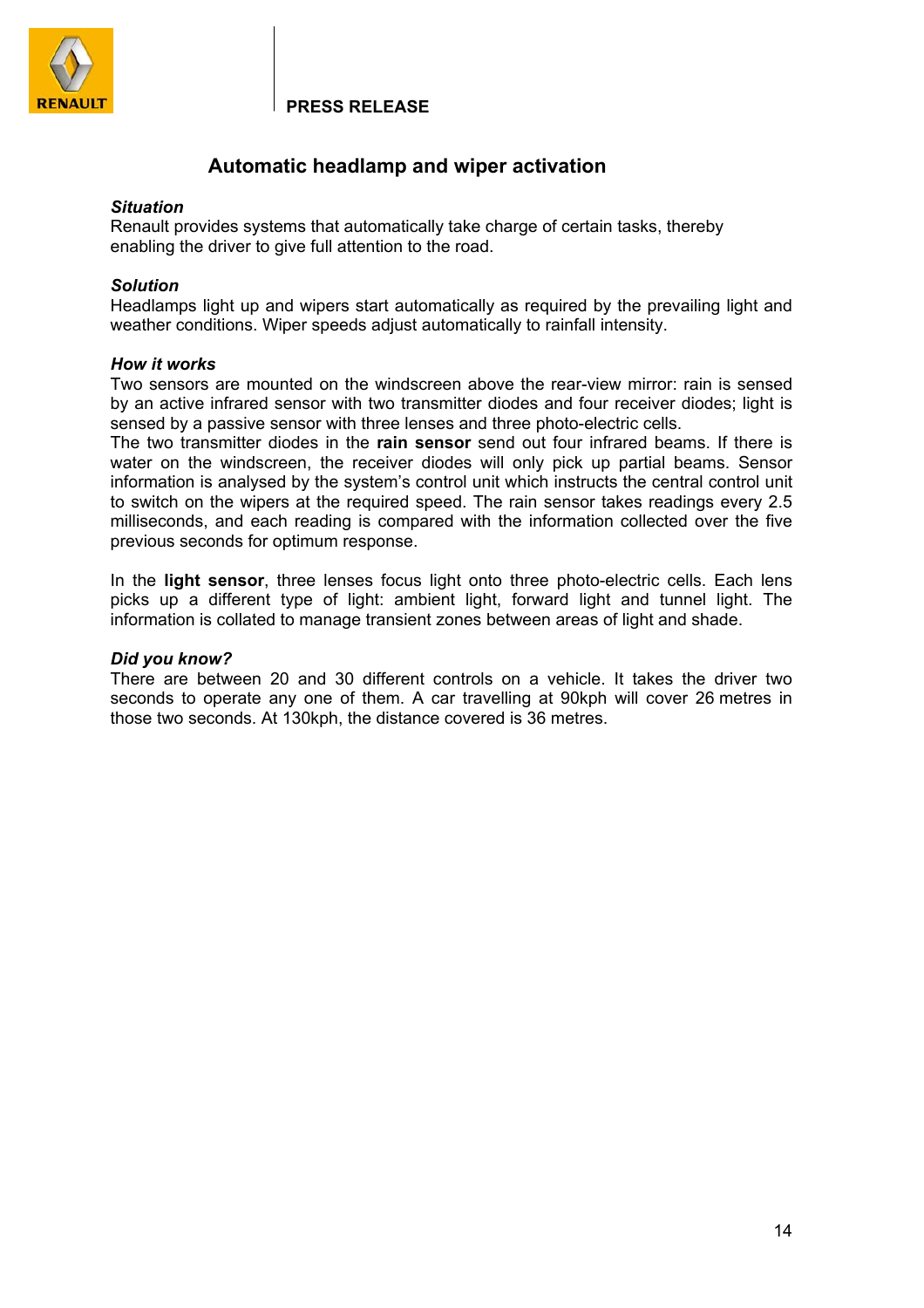**PRESS RELEASE**

## Automatic headlamp and wiper activation

***Situation***

Renault provides systems that automatically take charge of certain tasks, thereby enabling the driver to give full attention to the road.

***Solution***

Headlamps light up and wipers start automatically as required by the prevailing light and weather conditions. Wiper speeds adjust automatically to rainfall intensity.

***How it works***

Two sensors are mounted on the windscreen above the rear-view mirror: rain is sensed by an active infrared sensor with two transmitter diodes and four receiver diodes; light is sensed by a passive sensor with three lenses and three photo-electric cells.

The two transmitter diodes in the **rain sensor** send out four infrared beams. If there is water on the windscreen, the receiver diodes will only pick up partial beams. Sensor information is analysed by the system's control unit which instructs the central control unit to switch on the wipers at the required speed. The rain sensor takes readings every 2.5 milliseconds, and each reading is compared with the information collected over the five previous seconds for optimum response.

In the **light sensor**, three lenses focus light onto three photo-electric cells. Each lens picks up a different type of light: ambient light, forward light and tunnel light. The information is collated to manage transient zones between areas of light and shade.

***Did you know?***

There are between 20 and 30 different controls on a vehicle. It takes the driver two seconds to operate any one of them. A car travelling at 90kph will cover 26 metres in those two seconds. At 130kph, the distance covered is 36 metres.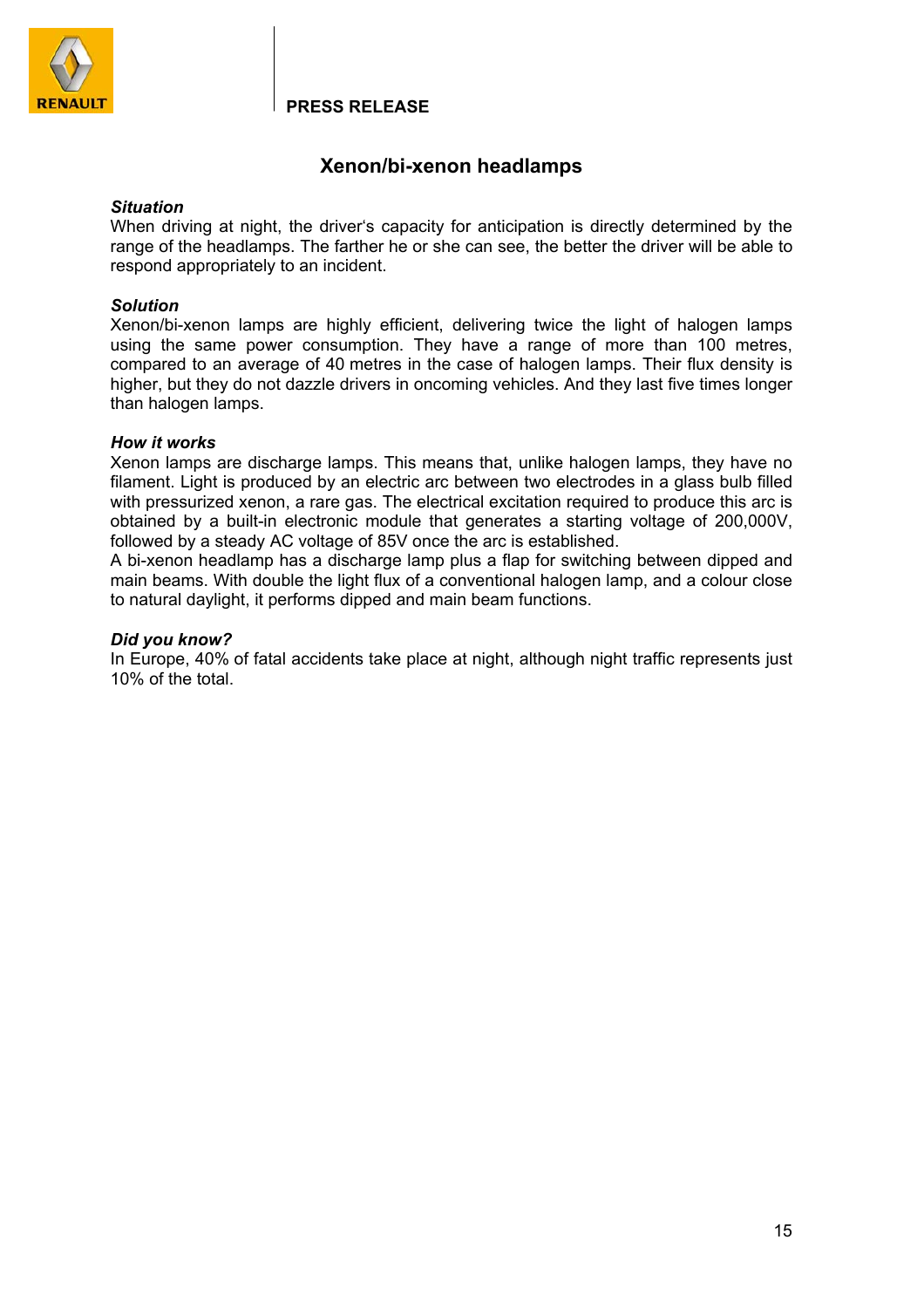**PRESS RELEASE**

## Xenon/bi-xenon headlamps

***Situation***

When driving at night, the driver's capacity for anticipation is directly determined by the range of the headlamps. The farther he or she can see, the better the driver will be able to respond appropriately to an incident.

***Solution***

Xenon/bi-xenon lamps are highly efficient, delivering twice the light of halogen lamps using the same power consumption. They have a range of more than 100 metres, compared to an average of 40 metres in the case of halogen lamps. Their flux density is higher, but they do not dazzle drivers in oncoming vehicles. And they last five times longer than halogen lamps.

***How it works***

Xenon lamps are discharge lamps. This means that, unlike halogen lamps, they have no filament. Light is produced by an electric arc between two electrodes in a glass bulb filled with pressurized xenon, a rare gas. The electrical excitation required to produce this arc is obtained by a built-in electronic module that generates a starting voltage of 200,000V, followed by a steady AC voltage of 85V once the arc is established.

A bi-xenon headlamp has a discharge lamp plus a flap for switching between dipped and main beams. With double the light flux of a conventional halogen lamp, and a colour close to natural daylight, it performs dipped and main beam functions.

***Did you know?***

In Europe, 40% of fatal accidents take place at night, although night traffic represents just 10% of the total.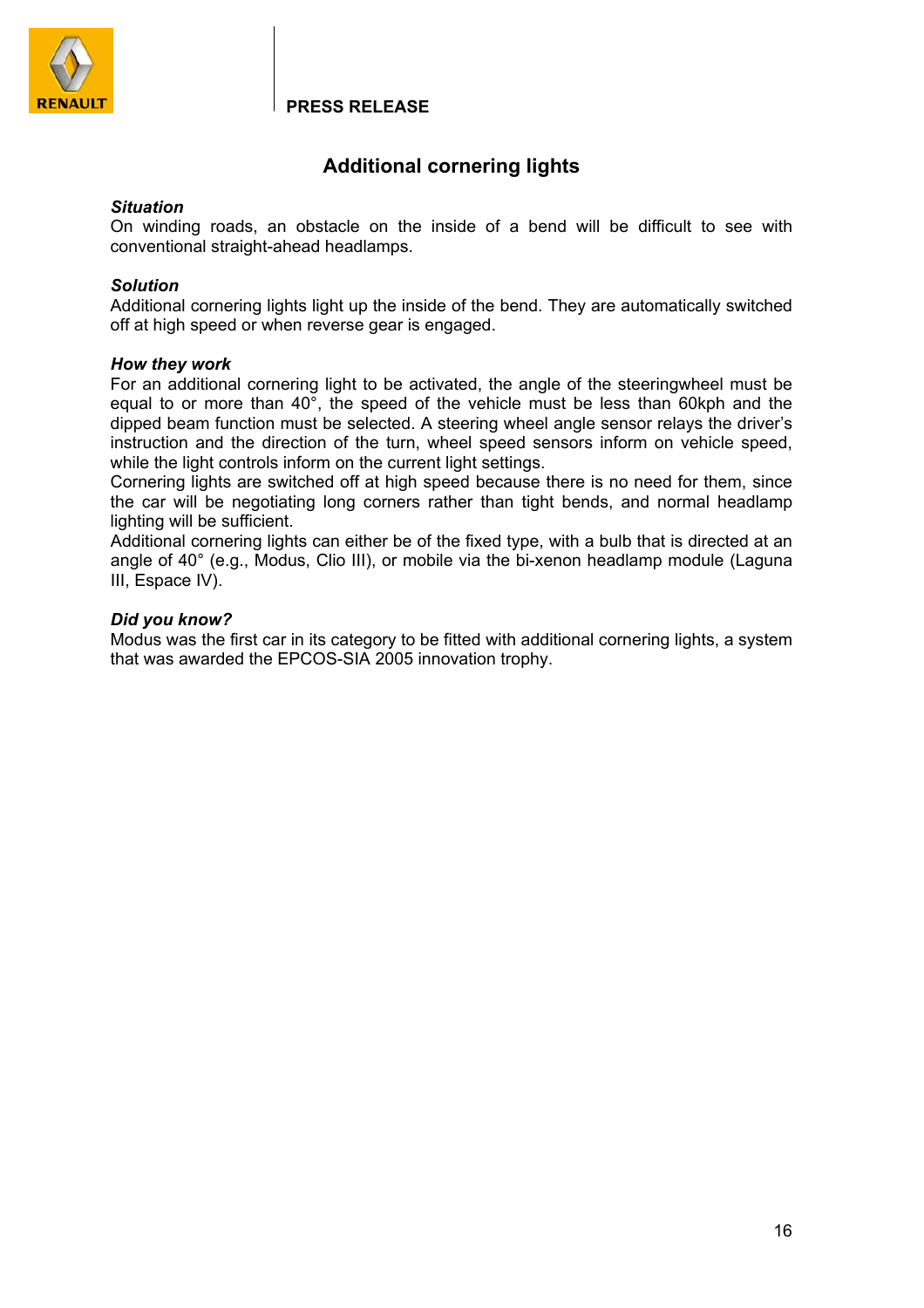**PRESS RELEASE**

## Additional cornering lights

***Situation***

On winding roads, an obstacle on the inside of a bend will be difficult to see with conventional straight-ahead headlamps.

***Solution***

Additional cornering lights light up the inside of the bend. They are automatically switched off at high speed or when reverse gear is engaged.

***How they work***

For an additional cornering light to be activated, the angle of the steeringwheel must be equal to or more than 40°, the speed of the vehicle must be less than 60kph and the dipped beam function must be selected. A steering wheel angle sensor relays the driver's instruction and the direction of the turn, wheel speed sensors inform on vehicle speed, while the light controls inform on the current light settings.

Cornering lights are switched off at high speed because there is no need for them, since the car will be negotiating long corners rather than tight bends, and normal headlamp lighting will be sufficient.

Additional cornering lights can either be of the fixed type, with a bulb that is directed at an angle of 40° (e.g., Modus, Clio III), or mobile via the bi-xenon headlamp module (Laguna III, Espace IV).

***Did you know?***

Modus was the first car in its category to be fitted with additional cornering lights, a system that was awarded the EPCOS-SIA 2005 innovation trophy.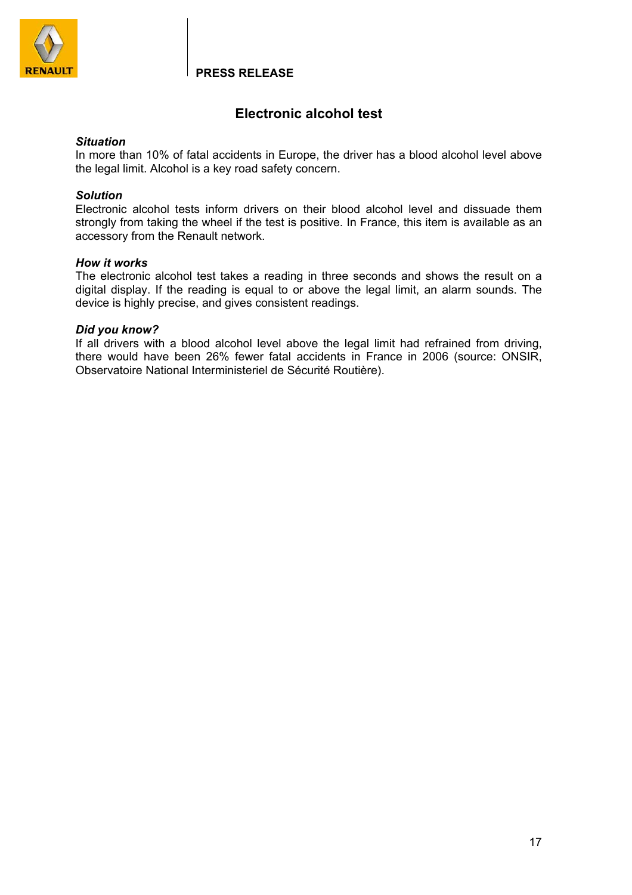PRESS RELEASE

## Electronic alcohol test

***Situation***

In more than 10% of fatal accidents in Europe, the driver has a blood alcohol level above the legal limit. Alcohol is a key road safety concern.

***Solution***

Electronic alcohol tests inform drivers on their blood alcohol level and dissuade them strongly from taking the wheel if the test is positive. In France, this item is available as an accessory from the Renault network.

***How it works***

The electronic alcohol test takes a reading in three seconds and shows the result on a digital display. If the reading is equal to or above the legal limit, an alarm sounds. The device is highly precise, and gives consistent readings.

***Did you know?***

If all drivers with a blood alcohol level above the legal limit had refrained from driving, there would have been 26% fewer fatal accidents in France in 2006 (source: ONSIR, Observatoire National Interministeriel de Sécurité Routière).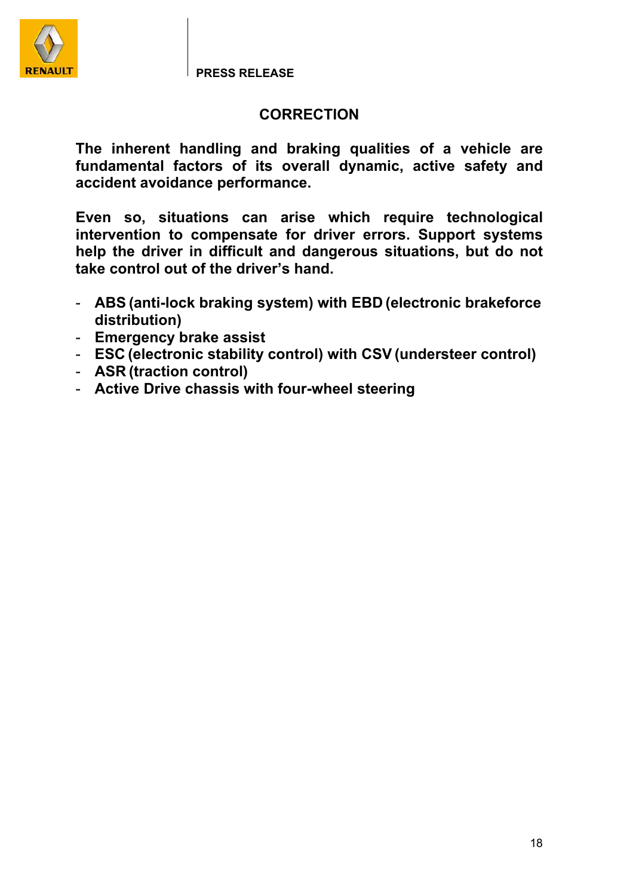PRESS RELEASE

## CORRECTION

**The inherent handling and braking qualities of a vehicle are fundamental factors of its overall dynamic, active safety and accident avoidance performance.**

**Even so, situations can arise which require technological intervention to compensate for driver errors. Support systems help the driver in difficult and dangerous situations, but do not take control out of the driver's hand.**

- **ABS (anti-lock braking system) with EBD (electronic brakeforce distribution)**
- **Emergency brake assist**
- **ESC (electronic stability control) with CSV (understeer control)**
- **ASR (traction control)**
- **Active Drive chassis with four-wheel steering**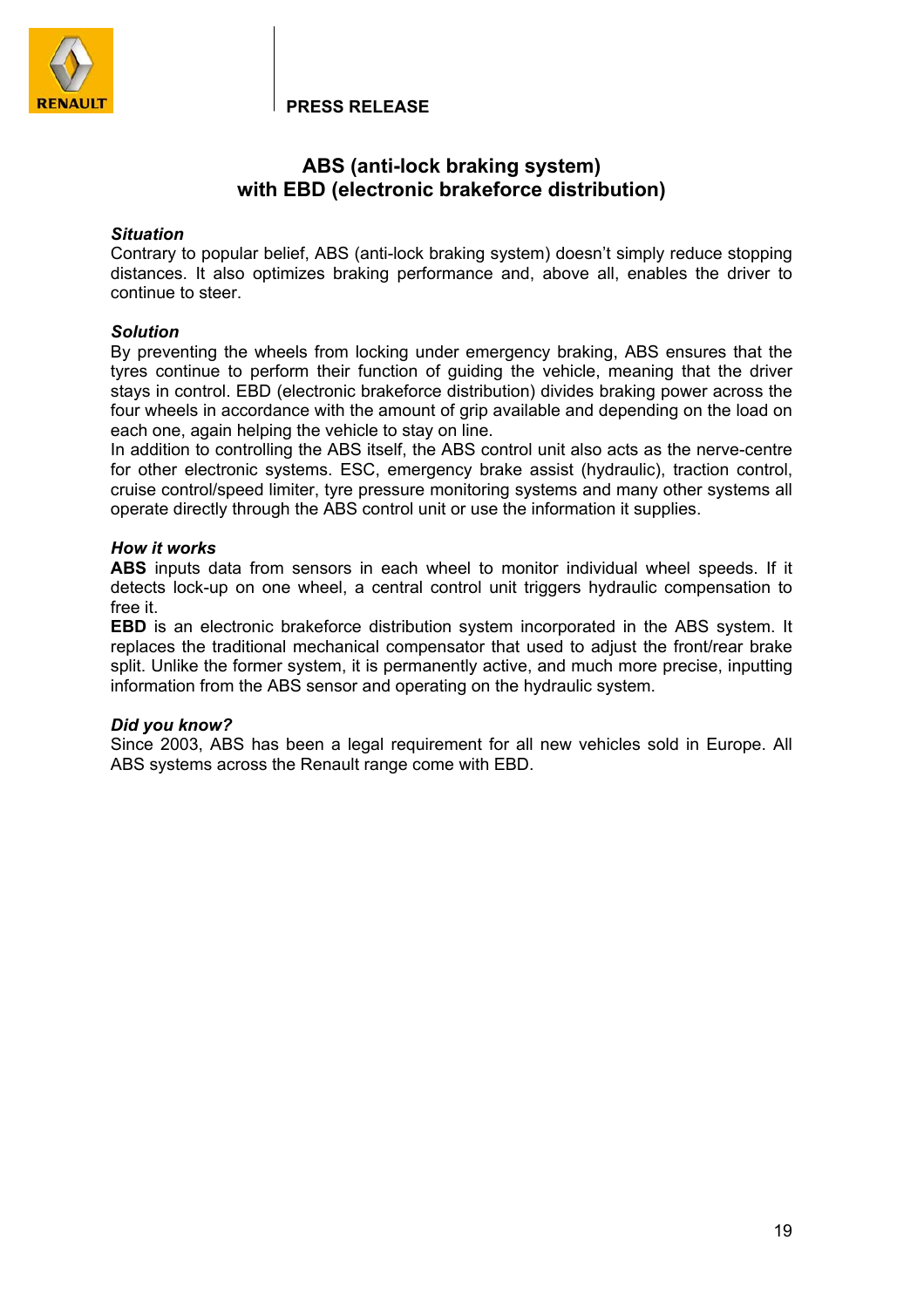**PRESS RELEASE**

# ABS (anti-lock braking system) with EBD (electronic brakeforce distribution)

***Situation***

Contrary to popular belief, ABS (anti-lock braking system) doesn't simply reduce stopping distances. It also optimizes braking performance and, above all, enables the driver to continue to steer.

***Solution***

By preventing the wheels from locking under emergency braking, ABS ensures that the tyres continue to perform their function of guiding the vehicle, meaning that the driver stays in control. EBD (electronic brakeforce distribution) divides braking power across the four wheels in accordance with the amount of grip available and depending on the load on each one, again helping the vehicle to stay on line.

In addition to controlling the ABS itself, the ABS control unit also acts as the nerve-centre for other electronic systems. ESC, emergency brake assist (hydraulic), traction control, cruise control/speed limiter, tyre pressure monitoring systems and many other systems all operate directly through the ABS control unit or use the information it supplies.

***How it works***

**ABS** inputs data from sensors in each wheel to monitor individual wheel speeds. If it detects lock-up on one wheel, a central control unit triggers hydraulic compensation to free it.

**EBD** is an electronic brakeforce distribution system incorporated in the ABS system. It replaces the traditional mechanical compensator that used to adjust the front/rear brake split. Unlike the former system, it is permanently active, and much more precise, inputting information from the ABS sensor and operating on the hydraulic system.

***Did you know?***

Since 2003, ABS has been a legal requirement for all new vehicles sold in Europe. All ABS systems across the Renault range come with EBD.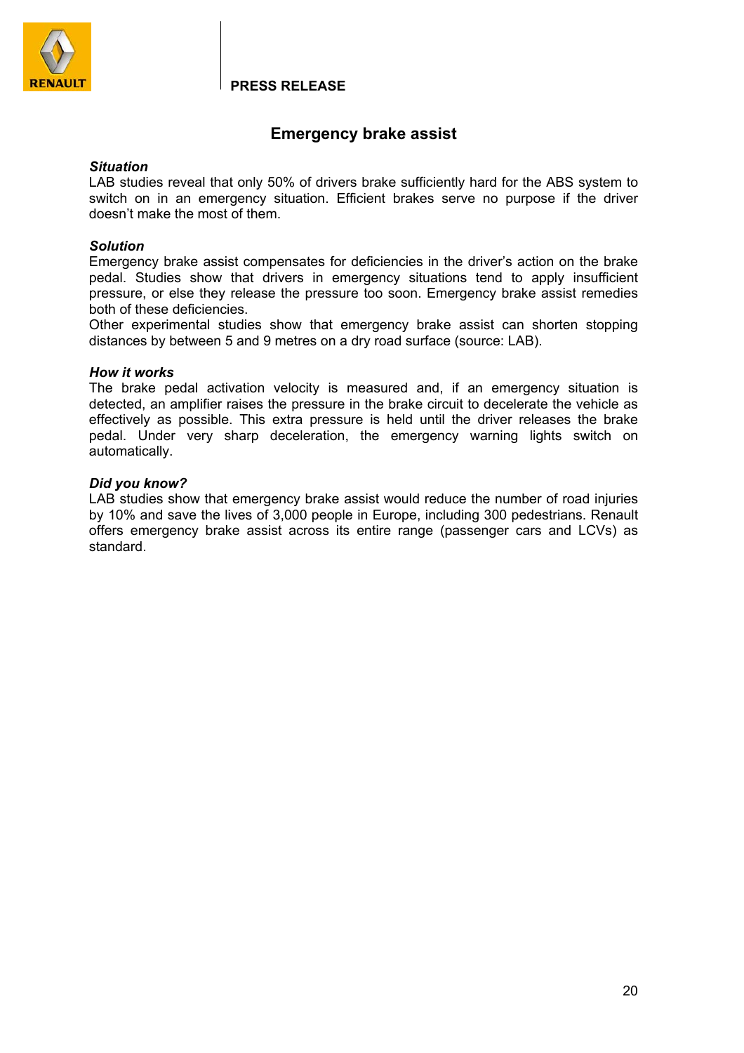**PRESS RELEASE**

## Emergency brake assist

***Situation***

LAB studies reveal that only 50% of drivers brake sufficiently hard for the ABS system to switch on in an emergency situation. Efficient brakes serve no purpose if the driver doesn't make the most of them.

***Solution***

Emergency brake assist compensates for deficiencies in the driver's action on the brake pedal. Studies show that drivers in emergency situations tend to apply insufficient pressure, or else they release the pressure too soon. Emergency brake assist remedies both of these deficiencies.

Other experimental studies show that emergency brake assist can shorten stopping distances by between 5 and 9 metres on a dry road surface (source: LAB).

***How it works***

The brake pedal activation velocity is measured and, if an emergency situation is detected, an amplifier raises the pressure in the brake circuit to decelerate the vehicle as effectively as possible. This extra pressure is held until the driver releases the brake pedal. Under very sharp deceleration, the emergency warning lights switch on automatically.

***Did you know?***

LAB studies show that emergency brake assist would reduce the number of road injuries by 10% and save the lives of 3,000 people in Europe, including 300 pedestrians. Renault offers emergency brake assist across its entire range (passenger cars and LCVs) as standard.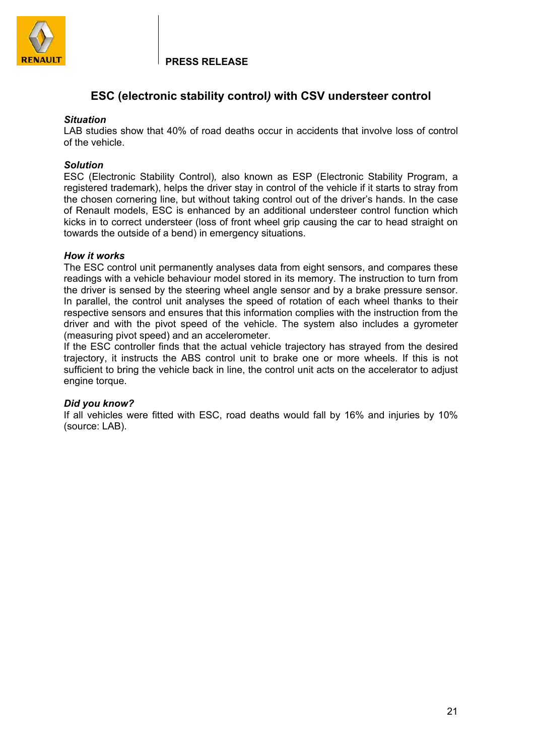**PRESS RELEASE**

## ESC (electronic stability control*)* with CSV understeer control

***Situation***

LAB studies show that 40% of road deaths occur in accidents that involve loss of control of the vehicle.

***Solution***

ESC (Electronic Stability Control)*,* also known as ESP (Electronic Stability Program, a registered trademark), helps the driver stay in control of the vehicle if it starts to stray from the chosen cornering line, but without taking control out of the driver's hands. In the case of Renault models, ESC is enhanced by an additional understeer control function which kicks in to correct understeer (loss of front wheel grip causing the car to head straight on towards the outside of a bend) in emergency situations.

***How it works***

The ESC control unit permanently analyses data from eight sensors, and compares these readings with a vehicle behaviour model stored in its memory. The instruction to turn from the driver is sensed by the steering wheel angle sensor and by a brake pressure sensor. In parallel, the control unit analyses the speed of rotation of each wheel thanks to their respective sensors and ensures that this information complies with the instruction from the driver and with the pivot speed of the vehicle. The system also includes a gyrometer (measuring pivot speed) and an accelerometer.

If the ESC controller finds that the actual vehicle trajectory has strayed from the desired trajectory, it instructs the ABS control unit to brake one or more wheels. If this is not sufficient to bring the vehicle back in line, the control unit acts on the accelerator to adjust engine torque.

***Did you know?***

If all vehicles were fitted with ESC, road deaths would fall by 16% and injuries by 10% (source: LAB).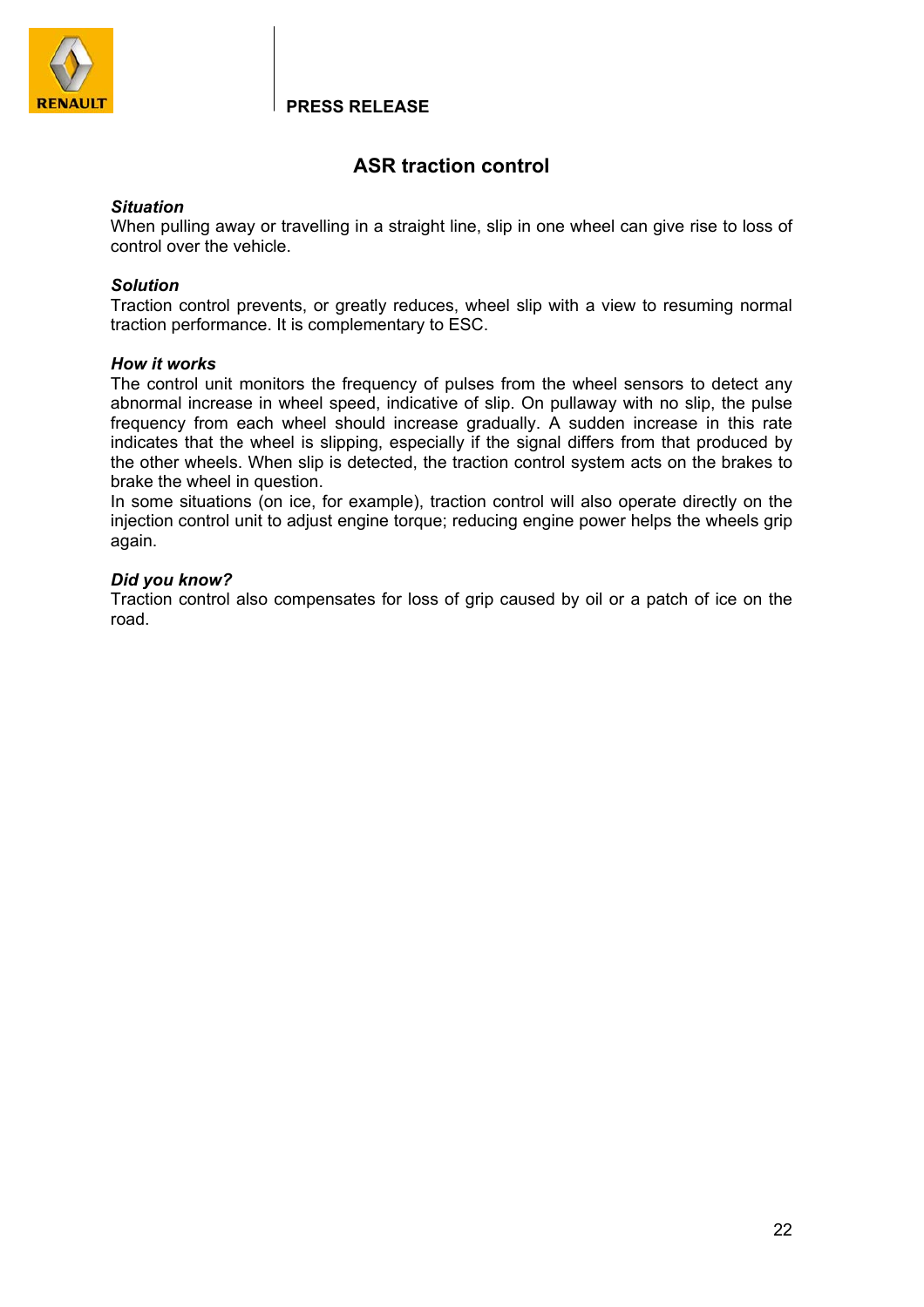**PRESS RELEASE**

## ASR traction control

***Situation***

When pulling away or travelling in a straight line, slip in one wheel can give rise to loss of control over the vehicle.

***Solution***

Traction control prevents, or greatly reduces, wheel slip with a view to resuming normal traction performance. It is complementary to ESC.

***How it works***

The control unit monitors the frequency of pulses from the wheel sensors to detect any abnormal increase in wheel speed, indicative of slip. On pullaway with no slip, the pulse frequency from each wheel should increase gradually. A sudden increase in this rate indicates that the wheel is slipping, especially if the signal differs from that produced by the other wheels. When slip is detected, the traction control system acts on the brakes to brake the wheel in question.

In some situations (on ice, for example), traction control will also operate directly on the injection control unit to adjust engine torque; reducing engine power helps the wheels grip again.

***Did you know?***

Traction control also compensates for loss of grip caused by oil or a patch of ice on the road.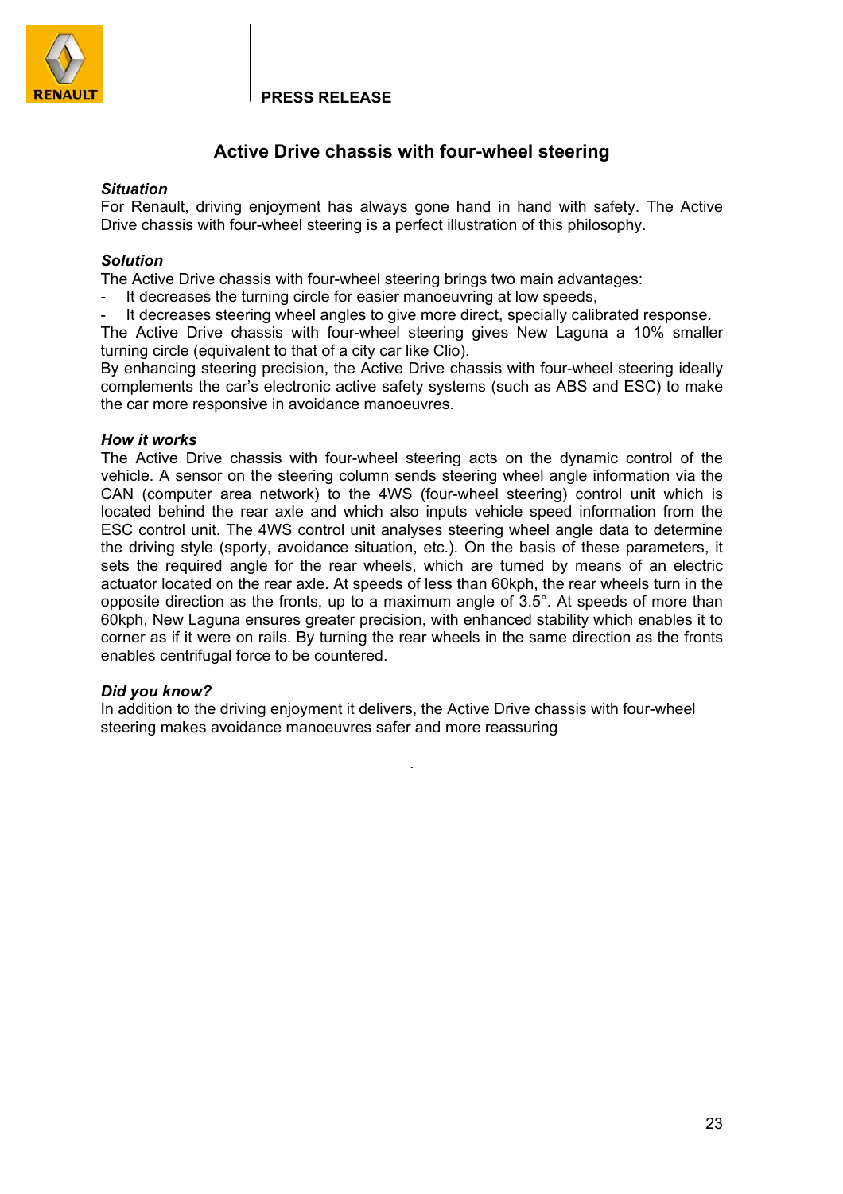**PRESS RELEASE**

## Active Drive chassis with four-wheel steering

***Situation***

For Renault, driving enjoyment has always gone hand in hand with safety. The Active Drive chassis with four-wheel steering is a perfect illustration of this philosophy.

***Solution***

The Active Drive chassis with four-wheel steering brings two main advantages:

- It decreases the turning circle for easier manoeuvring at low speeds,
- It decreases steering wheel angles to give more direct, specially calibrated response.

The Active Drive chassis with four-wheel steering gives New Laguna a 10% smaller turning circle (equivalent to that of a city car like Clio).

By enhancing steering precision, the Active Drive chassis with four-wheel steering ideally complements the car's electronic active safety systems (such as ABS and ESC) to make the car more responsive in avoidance manoeuvres.

***How it works***

The Active Drive chassis with four-wheel steering acts on the dynamic control of the vehicle. A sensor on the steering column sends steering wheel angle information via the CAN (computer area network) to the 4WS (four-wheel steering) control unit which is located behind the rear axle and which also inputs vehicle speed information from the ESC control unit. The 4WS control unit analyses steering wheel angle data to determine the driving style (sporty, avoidance situation, etc.). On the basis of these parameters, it sets the required angle for the rear wheels, which are turned by means of an electric actuator located on the rear axle. At speeds of less than 60kph, the rear wheels turn in the opposite direction as the fronts, up to a maximum angle of 3.5°. At speeds of more than 60kph, New Laguna ensures greater precision, with enhanced stability which enables it to corner as if it were on rails. By turning the rear wheels in the same direction as the fronts enables centrifugal force to be countered.

***Did you know?***

In addition to the driving enjoyment it delivers, the Active Drive chassis with four-wheel steering makes avoidance manoeuvres safer and more reassuring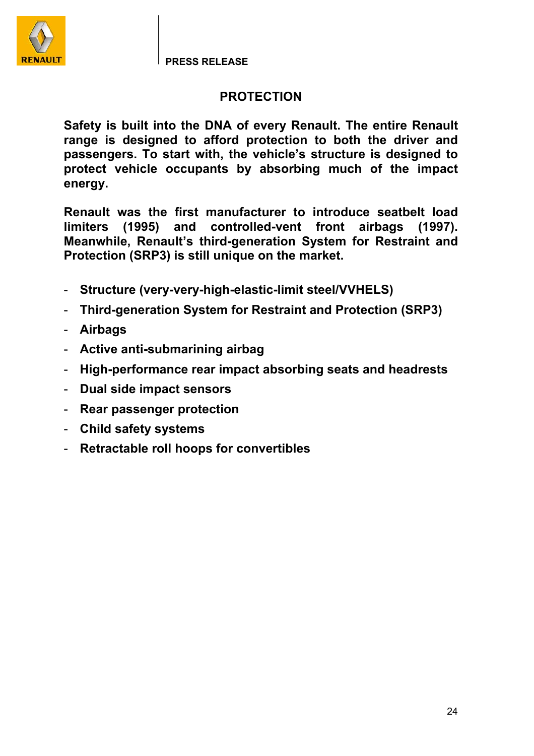PRESS RELEASE

# PROTECTION

**Safety is built into the DNA of every Renault. The entire Renault range is designed to afford protection to both the driver and passengers. To start with, the vehicle's structure is designed to protect vehicle occupants by absorbing much of the impact energy.**

**Renault was the first manufacturer to introduce seatbelt load limiters (1995) and controlled-vent front airbags (1997). Meanwhile, Renault's third-generation System for Restraint and Protection (SRP3) is still unique on the market.**

- **Structure (very-very-high-elastic-limit steel/VVHELS)**
- **Third-generation System for Restraint and Protection (SRP3)**
- **Airbags**
- **Active anti-submarining airbag**
- **High-performance rear impact absorbing seats and headrests**
- **Dual side impact sensors**
- **Rear passenger protection**
- **Child safety systems**
- **Retractable roll hoops for convertibles**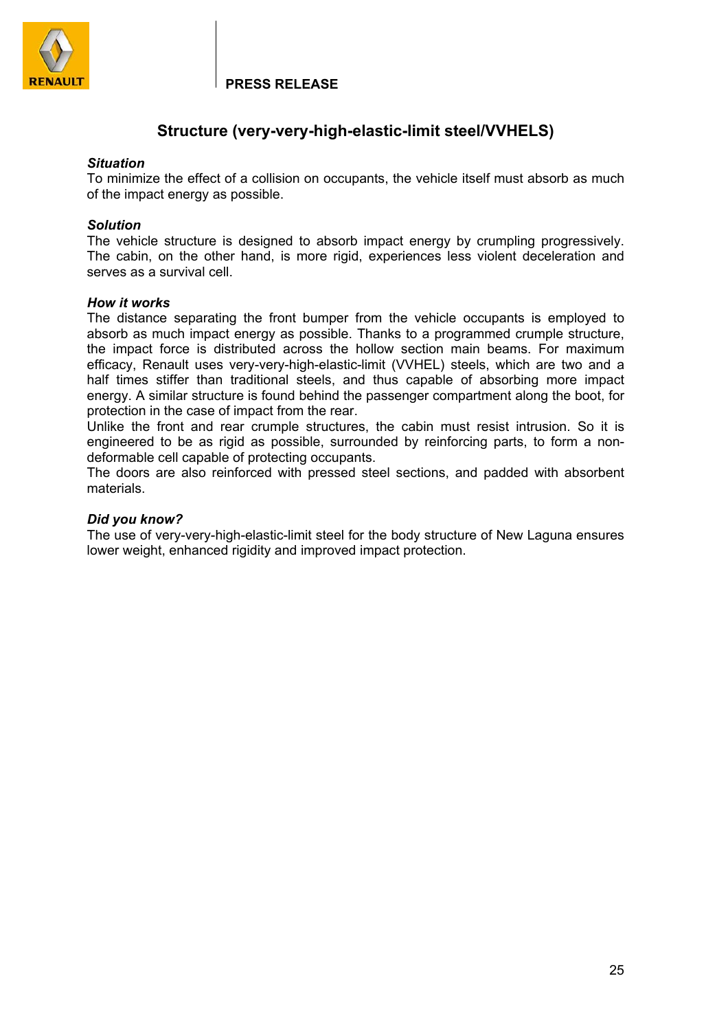**PRESS RELEASE**

## Structure (very-very-high-elastic-limit steel/VVHELS)

***Situation***

To minimize the effect of a collision on occupants, the vehicle itself must absorb as much of the impact energy as possible.

***Solution***

The vehicle structure is designed to absorb impact energy by crumpling progressively. The cabin, on the other hand, is more rigid, experiences less violent deceleration and serves as a survival cell.

***How it works***

The distance separating the front bumper from the vehicle occupants is employed to absorb as much impact energy as possible. Thanks to a programmed crumple structure, the impact force is distributed across the hollow section main beams. For maximum efficacy, Renault uses very-very-high-elastic-limit (VVHEL) steels, which are two and a half times stiffer than traditional steels, and thus capable of absorbing more impact energy. A similar structure is found behind the passenger compartment along the boot, for protection in the case of impact from the rear.

Unlike the front and rear crumple structures, the cabin must resist intrusion. So it is engineered to be as rigid as possible, surrounded by reinforcing parts, to form a non-deformable cell capable of protecting occupants.

The doors are also reinforced with pressed steel sections, and padded with absorbent materials.

***Did you know?***

The use of very-very-high-elastic-limit steel for the body structure of New Laguna ensures lower weight, enhanced rigidity and improved impact protection.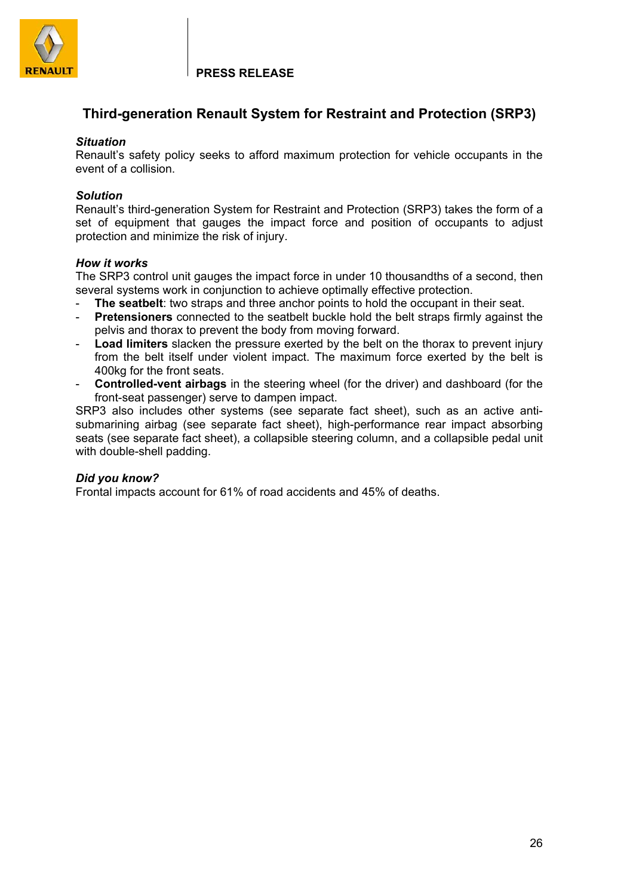PRESS RELEASE

## Third-generation Renault System for Restraint and Protection (SRP3)

***Situation***

Renault's safety policy seeks to afford maximum protection for vehicle occupants in the event of a collision.

***Solution***

Renault's third-generation System for Restraint and Protection (SRP3) takes the form of a set of equipment that gauges the impact force and position of occupants to adjust protection and minimize the risk of injury.

***How it works***

The SRP3 control unit gauges the impact force in under 10 thousandths of a second, then several systems work in conjunction to achieve optimally effective protection.

- **The seatbelt**: two straps and three anchor points to hold the occupant in their seat.
- **Pretensioners** connected to the seatbelt buckle hold the belt straps firmly against the pelvis and thorax to prevent the body from moving forward.
- **Load limiters** slacken the pressure exerted by the belt on the thorax to prevent injury from the belt itself under violent impact. The maximum force exerted by the belt is 400kg for the front seats.
- **Controlled-vent airbags** in the steering wheel (for the driver) and dashboard (for the front-seat passenger) serve to dampen impact.

SRP3 also includes other systems (see separate fact sheet), such as an active anti-submarining airbag (see separate fact sheet), high-performance rear impact absorbing seats (see separate fact sheet), a collapsible steering column, and a collapsible pedal unit with double-shell padding.

***Did you know?***

Frontal impacts account for 61% of road accidents and 45% of deaths.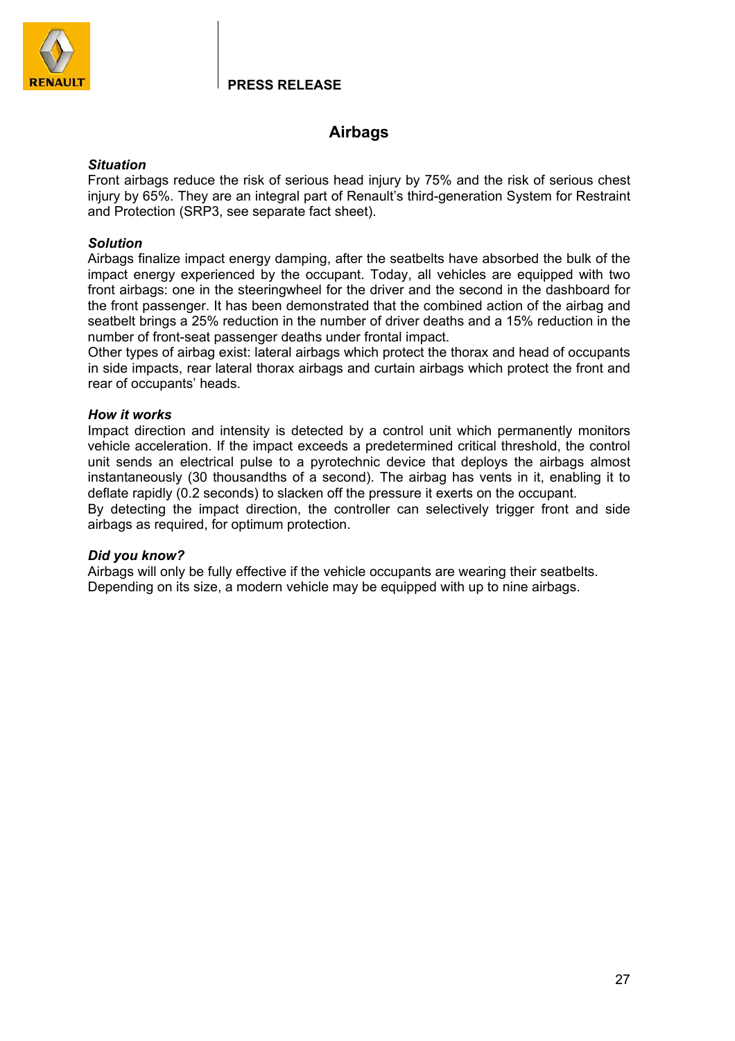PRESS RELEASE

# Airbags

***Situation***

Front airbags reduce the risk of serious head injury by 75% and the risk of serious chest injury by 65%. They are an integral part of Renault's third-generation System for Restraint and Protection (SRP3, see separate fact sheet).

***Solution***

Airbags finalize impact energy damping, after the seatbelts have absorbed the bulk of the impact energy experienced by the occupant. Today, all vehicles are equipped with two front airbags: one in the steeringwheel for the driver and the second in the dashboard for the front passenger. It has been demonstrated that the combined action of the airbag and seatbelt brings a 25% reduction in the number of driver deaths and a 15% reduction in the number of front-seat passenger deaths under frontal impact.

Other types of airbag exist: lateral airbags which protect the thorax and head of occupants in side impacts, rear lateral thorax airbags and curtain airbags which protect the front and rear of occupants' heads.

***How it works***

Impact direction and intensity is detected by a control unit which permanently monitors vehicle acceleration. If the impact exceeds a predetermined critical threshold, the control unit sends an electrical pulse to a pyrotechnic device that deploys the airbags almost instantaneously (30 thousandths of a second). The airbag has vents in it, enabling it to deflate rapidly (0.2 seconds) to slacken off the pressure it exerts on the occupant.

By detecting the impact direction, the controller can selectively trigger front and side airbags as required, for optimum protection.

***Did you know?***

Airbags will only be fully effective if the vehicle occupants are wearing their seatbelts.
Depending on its size, a modern vehicle may be equipped with up to nine airbags.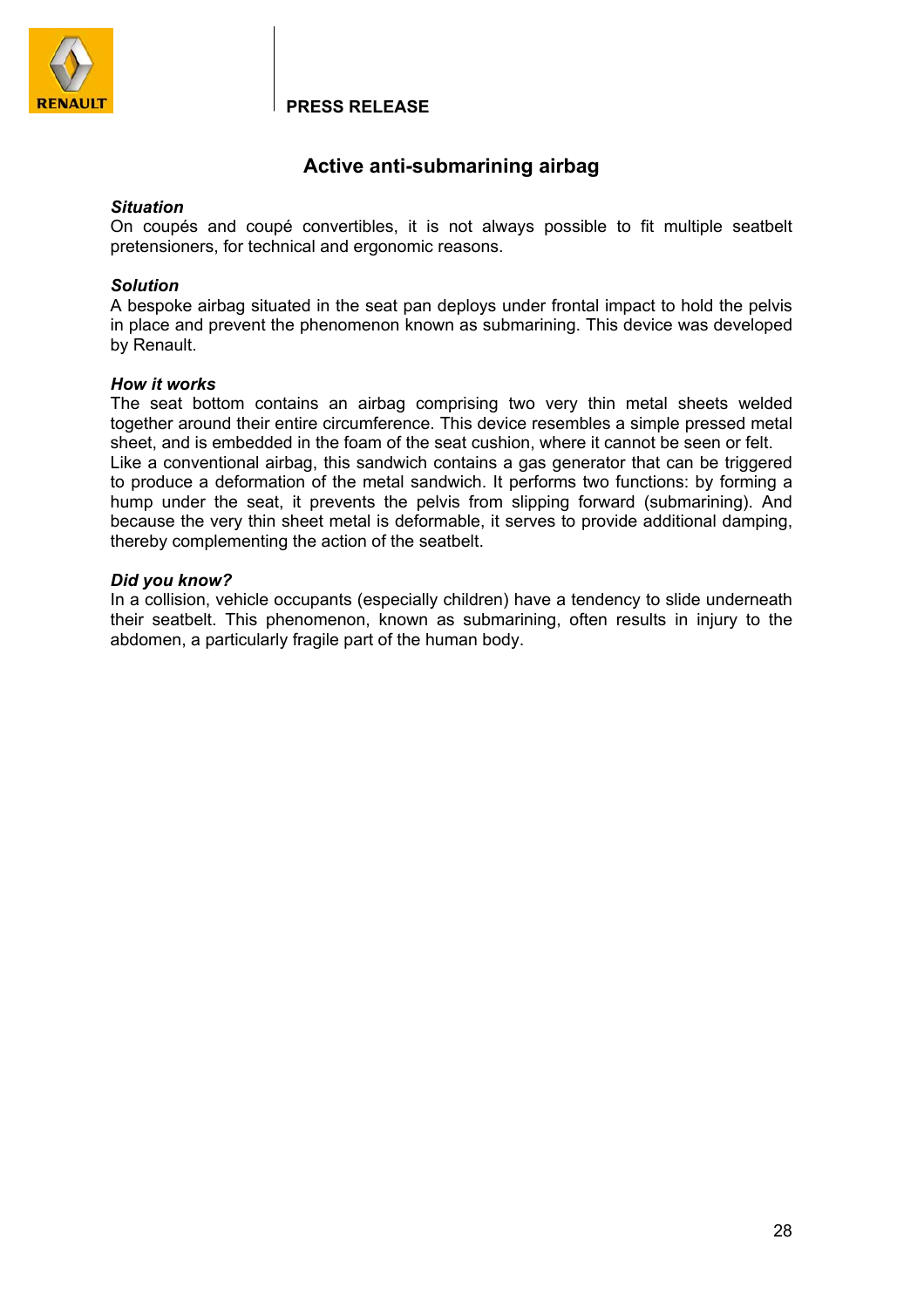PRESS RELEASE

## Active anti-submarining airbag

***Situation***

On coupés and coupé convertibles, it is not always possible to fit multiple seatbelt pretensioners, for technical and ergonomic reasons.

***Solution***

A bespoke airbag situated in the seat pan deploys under frontal impact to hold the pelvis in place and prevent the phenomenon known as submarining. This device was developed by Renault.

***How it works***

The seat bottom contains an airbag comprising two very thin metal sheets welded together around their entire circumference. This device resembles a simple pressed metal sheet, and is embedded in the foam of the seat cushion, where it cannot be seen or felt.
Like a conventional airbag, this sandwich contains a gas generator that can be triggered to produce a deformation of the metal sandwich. It performs two functions: by forming a hump under the seat, it prevents the pelvis from slipping forward (submarining). And because the very thin sheet metal is deformable, it serves to provide additional damping, thereby complementing the action of the seatbelt.

***Did you know?***

In a collision, vehicle occupants (especially children) have a tendency to slide underneath their seatbelt. This phenomenon, known as submarining, often results in injury to the abdomen, a particularly fragile part of the human body.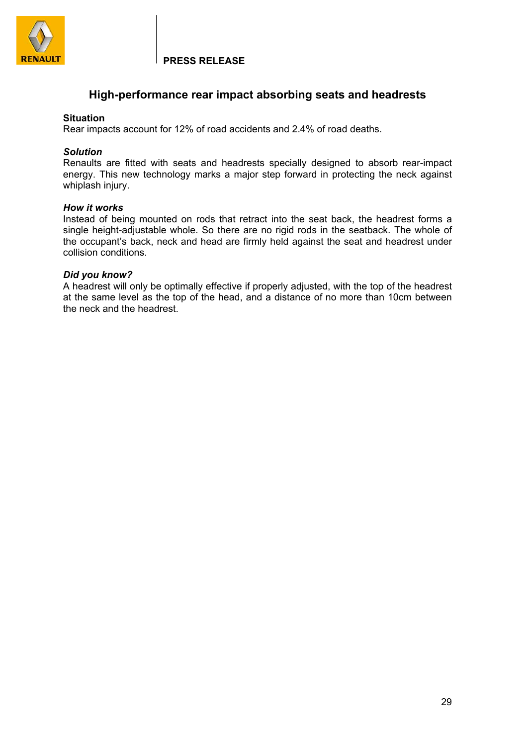**PRESS RELEASE**

## High-performance rear impact absorbing seats and headrests

**Situation**
Rear impacts account for 12% of road accidents and 2.4% of road deaths.

***Solution***
Renaults are fitted with seats and headrests specially designed to absorb rear-impact energy. This new technology marks a major step forward in protecting the neck against whiplash injury.

***How it works***
Instead of being mounted on rods that retract into the seat back, the headrest forms a single height-adjustable whole. So there are no rigid rods in the seatback. The whole of the occupant's back, neck and head are firmly held against the seat and headrest under collision conditions.

***Did you know?***
A headrest will only be optimally effective if properly adjusted, with the top of the headrest at the same level as the top of the head, and a distance of no more than 10cm between the neck and the headrest.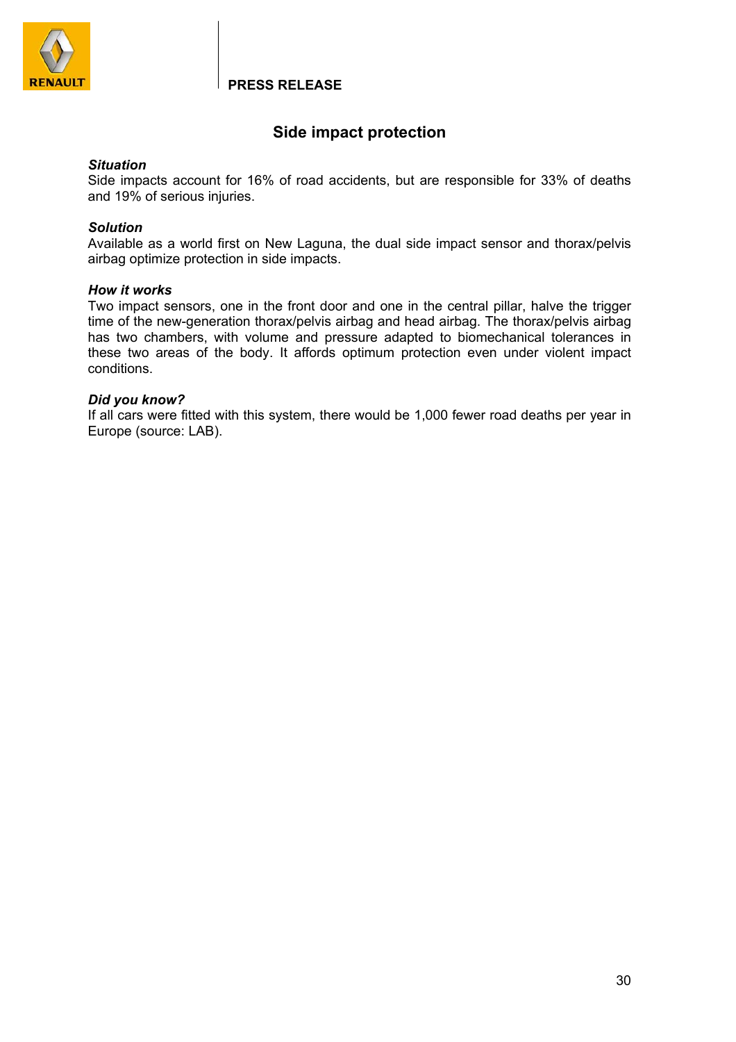PRESS RELEASE

## Side impact protection

***Situation***

Side impacts account for 16% of road accidents, but are responsible for 33% of deaths and 19% of serious injuries.

***Solution***

Available as a world first on New Laguna, the dual side impact sensor and thorax/pelvis airbag optimize protection in side impacts.

***How it works***

Two impact sensors, one in the front door and one in the central pillar, halve the trigger time of the new-generation thorax/pelvis airbag and head airbag. The thorax/pelvis airbag has two chambers, with volume and pressure adapted to biomechanical tolerances in these two areas of the body. It affords optimum protection even under violent impact conditions.

***Did you know?***

If all cars were fitted with this system, there would be 1,000 fewer road deaths per year in Europe (source: LAB).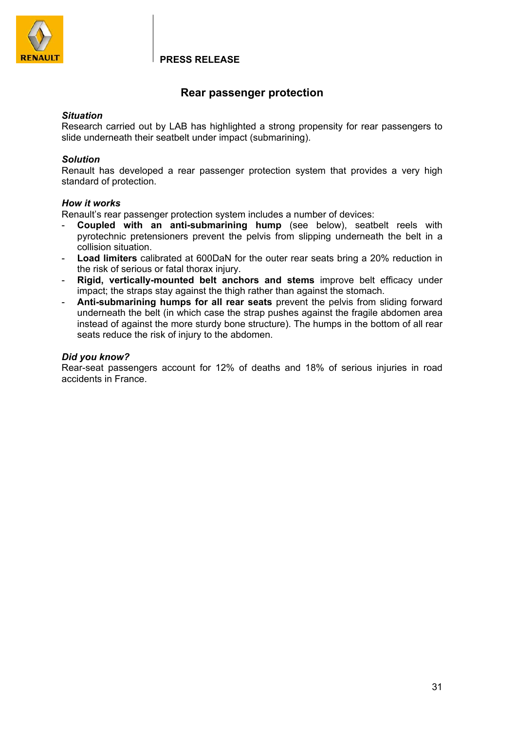**PRESS RELEASE**

## Rear passenger protection

***Situation***

Research carried out by LAB has highlighted a strong propensity for rear passengers to slide underneath their seatbelt under impact (submarining).

***Solution***

Renault has developed a rear passenger protection system that provides a very high standard of protection.

***How it works***

Renault's rear passenger protection system includes a number of devices:

- **Coupled with an anti-submarining hump** (see below), seatbelt reels with pyrotechnic pretensioners prevent the pelvis from slipping underneath the belt in a collision situation.
- **Load limiters** calibrated at 600DaN for the outer rear seats bring a 20% reduction in the risk of serious or fatal thorax injury.
- **Rigid, vertically-mounted belt anchors and stems** improve belt efficacy under impact; the straps stay against the thigh rather than against the stomach.
- **Anti-submarining humps for all rear seats** prevent the pelvis from sliding forward underneath the belt (in which case the strap pushes against the fragile abdomen area instead of against the more sturdy bone structure). The humps in the bottom of all rear seats reduce the risk of injury to the abdomen.

***Did you know?***

Rear-seat passengers account for 12% of deaths and 18% of serious injuries in road accidents in France.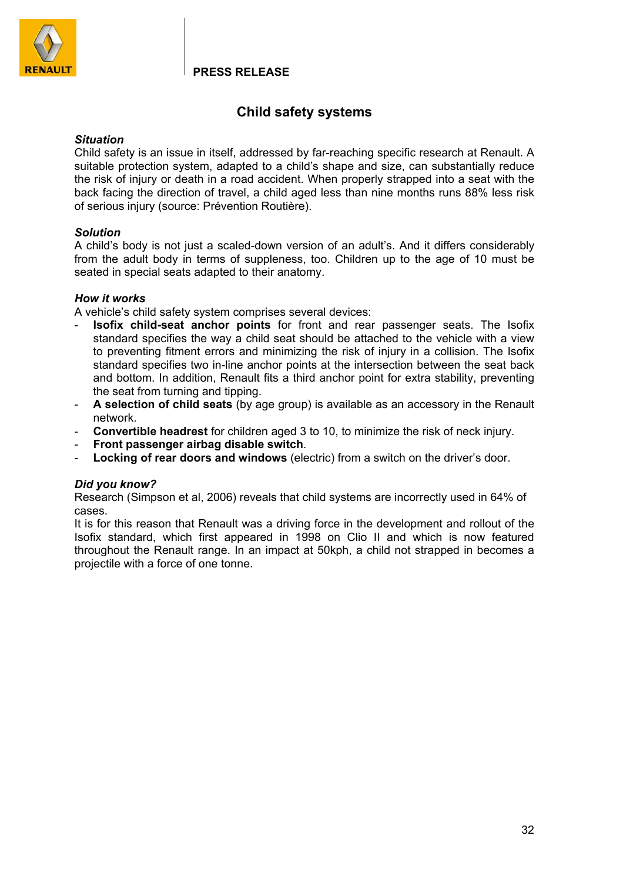**PRESS RELEASE**

## Child safety systems

***Situation***

Child safety is an issue in itself, addressed by far-reaching specific research at Renault. A suitable protection system, adapted to a child's shape and size, can substantially reduce the risk of injury or death in a road accident. When properly strapped into a seat with the back facing the direction of travel, a child aged less than nine months runs 88% less risk of serious injury (source: Prévention Routière).

***Solution***

A child's body is not just a scaled-down version of an adult's. And it differs considerably from the adult body in terms of suppleness, too. Children up to the age of 10 must be seated in special seats adapted to their anatomy.

***How it works***

A vehicle's child safety system comprises several devices:

- **Isofix child-seat anchor points** for front and rear passenger seats. The Isofix standard specifies the way a child seat should be attached to the vehicle with a view to preventing fitment errors and minimizing the risk of injury in a collision. The Isofix standard specifies two in-line anchor points at the intersection between the seat back and bottom. In addition, Renault fits a third anchor point for extra stability, preventing the seat from turning and tipping.
- **A selection of child seats** (by age group) is available as an accessory in the Renault network.
- **Convertible headrest** for children aged 3 to 10, to minimize the risk of neck injury.
- **Front passenger airbag disable switch**.
- **Locking of rear doors and windows** (electric) from a switch on the driver's door.

***Did you know?***

Research (Simpson et al, 2006) reveals that child systems are incorrectly used in 64% of cases.

It is for this reason that Renault was a driving force in the development and rollout of the Isofix standard, which first appeared in 1998 on Clio II and which is now featured throughout the Renault range. In an impact at 50kph, a child not strapped in becomes a projectile with a force of one tonne.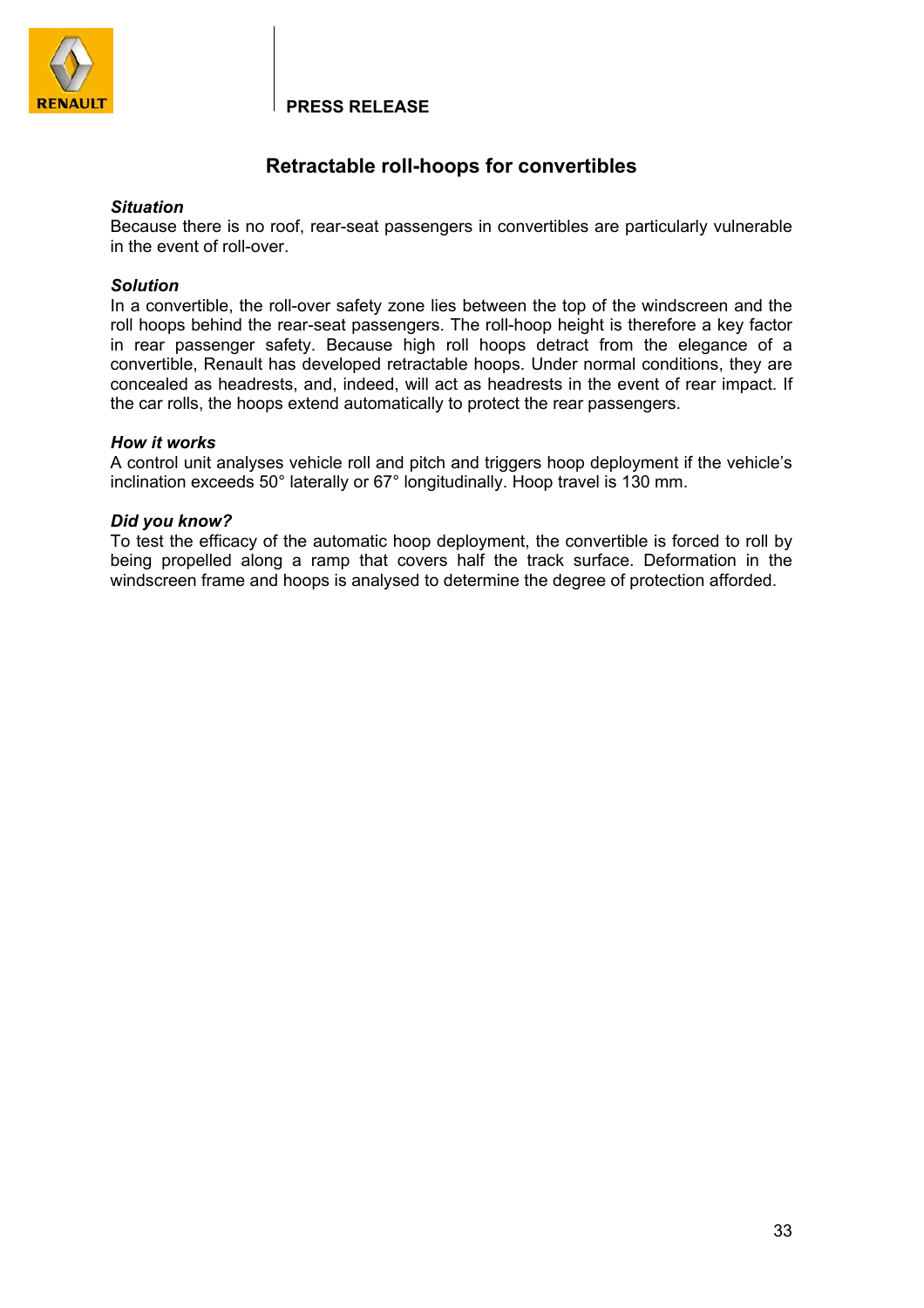PRESS RELEASE

# Retractable roll-hoops for convertibles

***Situation***
Because there is no roof, rear-seat passengers in convertibles are particularly vulnerable in the event of roll-over.

***Solution***
In a convertible, the roll-over safety zone lies between the top of the windscreen and the roll hoops behind the rear-seat passengers. The roll-hoop height is therefore a key factor in rear passenger safety. Because high roll hoops detract from the elegance of a convertible, Renault has developed retractable hoops. Under normal conditions, they are concealed as headrests, and, indeed, will act as headrests in the event of rear impact. If the car rolls, the hoops extend automatically to protect the rear passengers.

***How it works***
A control unit analyses vehicle roll and pitch and triggers hoop deployment if the vehicle's inclination exceeds 50° laterally or 67° longitudinally. Hoop travel is 130 mm.

***Did you know?***
To test the efficacy of the automatic hoop deployment, the convertible is forced to roll by being propelled along a ramp that covers half the track surface. Deformation in the windscreen frame and hoops is analysed to determine the degree of protection afforded.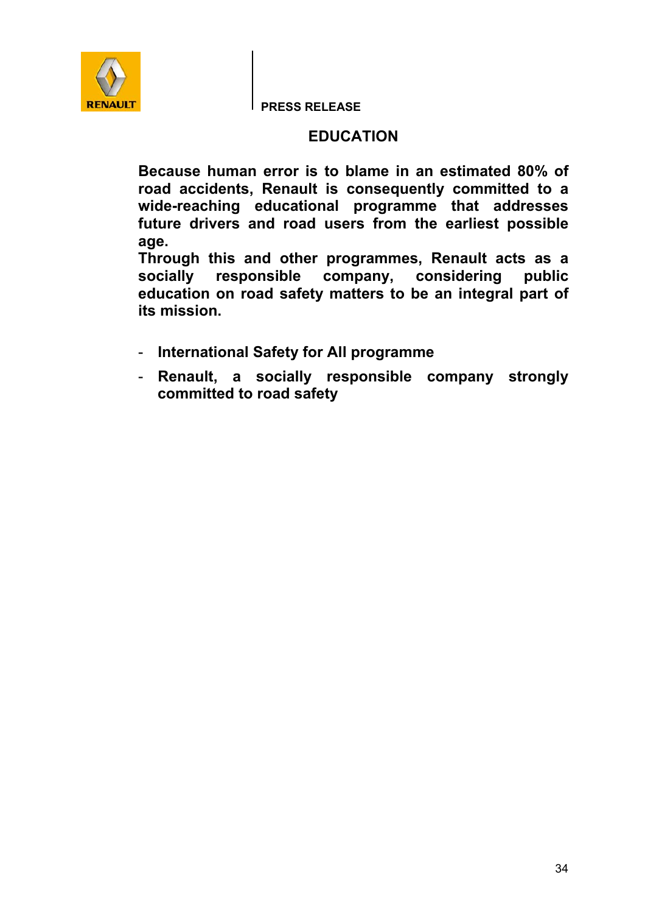PRESS RELEASE

# EDUCATION

**Because human error is to blame in an estimated 80% of road accidents, Renault is consequently committed to a wide-reaching educational programme that addresses future drivers and road users from the earliest possible age.**
**Through this and other programmes, Renault acts as a socially responsible company, considering public education on road safety matters to be an integral part of its mission.**

- **International Safety for All programme**
- **Renault, a socially responsible company strongly committed to road safety**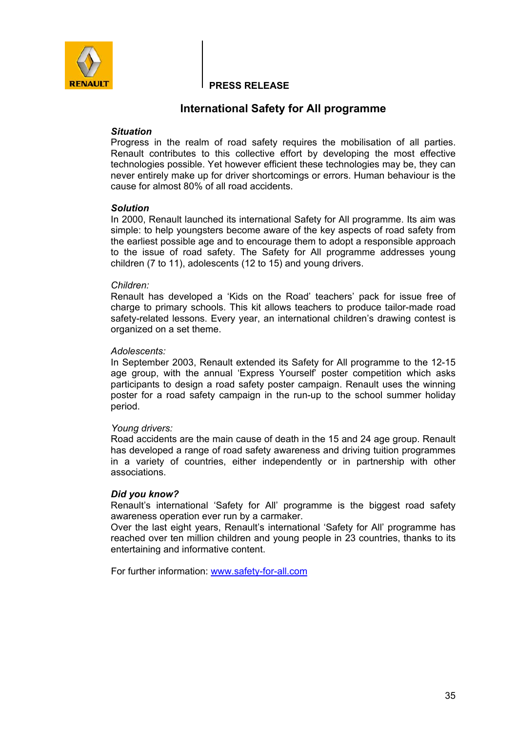RENAULT

PRESS RELEASE

# International Safety for All programme

***Situation***

Progress in the realm of road safety requires the mobilisation of all parties. Renault contributes to this collective effort by developing the most effective technologies possible. Yet however efficient these technologies may be, they can never entirely make up for driver shortcomings or errors. Human behaviour is the cause for almost 80% of all road accidents.

***Solution***

In 2000, Renault launched its international Safety for All programme. Its aim was simple: to help youngsters become aware of the key aspects of road safety from the earliest possible age and to encourage them to adopt a responsible approach to the issue of road safety. The Safety for All programme addresses young children (7 to 11), adolescents (12 to 15) and young drivers.

*Children:*

Renault has developed a 'Kids on the Road' teachers' pack for issue free of charge to primary schools. This kit allows teachers to produce tailor-made road safety-related lessons. Every year, an international children's drawing contest is organized on a set theme.

*Adolescents:*

In September 2003, Renault extended its Safety for All programme to the 12-15 age group, with the annual 'Express Yourself' poster competition which asks participants to design a road safety poster campaign. Renault uses the winning poster for a road safety campaign in the run-up to the school summer holiday period.

*Young drivers:*

Road accidents are the main cause of death in the 15 and 24 age group. Renault has developed a range of road safety awareness and driving tuition programmes in a variety of countries, either independently or in partnership with other associations.

***Did you know?***

Renault's international 'Safety for All' programme is the biggest road safety awareness operation ever run by a carmaker.

Over the last eight years, Renault's international 'Safety for All' programme has reached over ten million children and young people in 23 countries, thanks to its entertaining and informative content.

For further information: [www.safety-for-all.com](http://www.safety-for-all.com)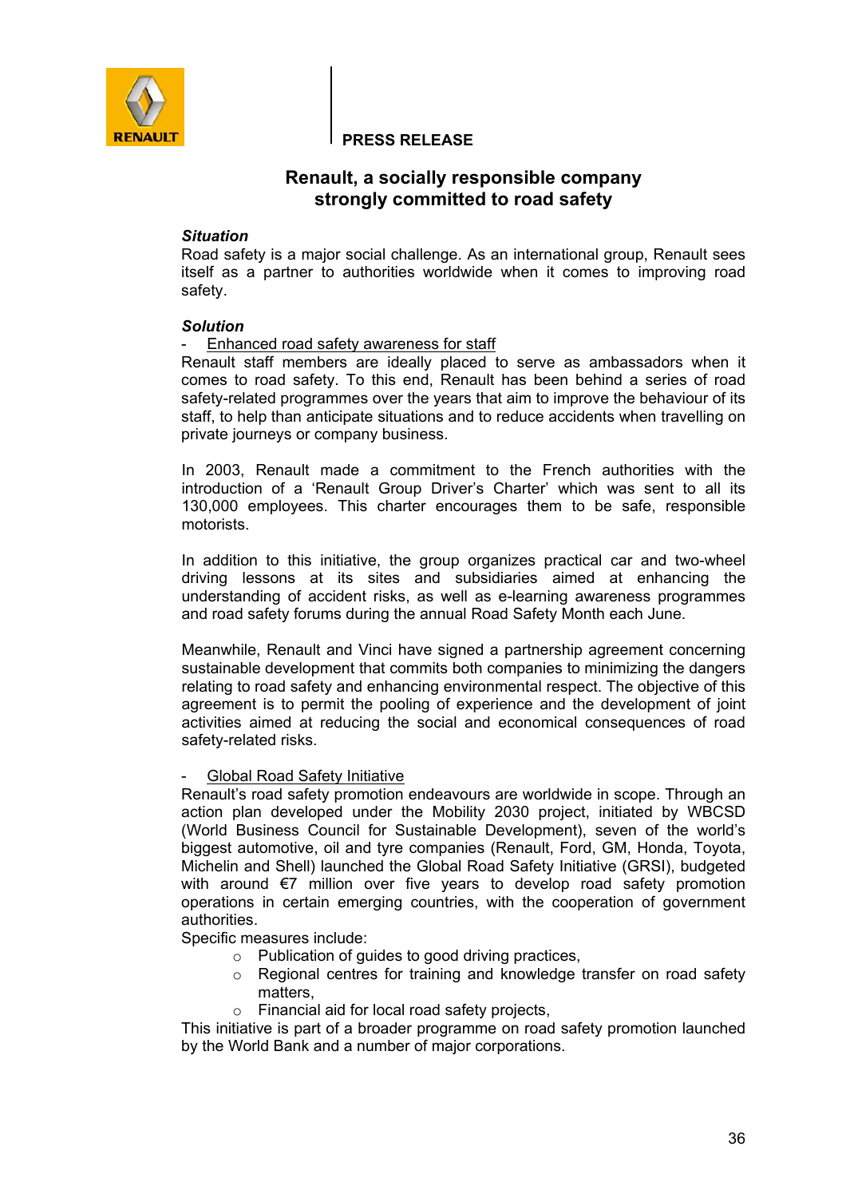PRESS RELEASE

## Renault, a socially responsible company strongly committed to road safety

***Situation***

Road safety is a major social challenge. As an international group, Renault sees itself as a partner to authorities worldwide when it comes to improving road safety.

***Solution***

- Enhanced road safety awareness for staff

Renault staff members are ideally placed to serve as ambassadors when it comes to road safety. To this end, Renault has been behind a series of road safety-related programmes over the years that aim to improve the behaviour of its staff, to help than anticipate situations and to reduce accidents when travelling on private journeys or company business.

In 2003, Renault made a commitment to the French authorities with the introduction of a 'Renault Group Driver's Charter' which was sent to all its 130,000 employees. This charter encourages them to be safe, responsible motorists.

In addition to this initiative, the group organizes practical car and two-wheel driving lessons at its sites and subsidiaries aimed at enhancing the understanding of accident risks, as well as e-learning awareness programmes and road safety forums during the annual Road Safety Month each June.

Meanwhile, Renault and Vinci have signed a partnership agreement concerning sustainable development that commits both companies to minimizing the dangers relating to road safety and enhancing environmental respect. The objective of this agreement is to permit the pooling of experience and the development of joint activities aimed at reducing the social and economical consequences of road safety-related risks.

- Global Road Safety Initiative

Renault's road safety promotion endeavours are worldwide in scope. Through an action plan developed under the Mobility 2030 project, initiated by WBCSD (World Business Council for Sustainable Development), seven of the world's biggest automotive, oil and tyre companies (Renault, Ford, GM, Honda, Toyota, Michelin and Shell) launched the Global Road Safety Initiative (GRSI), budgeted with around €7 million over five years to develop road safety promotion operations in certain emerging countries, with the cooperation of government authorities.

Specific measures include:

- Publication of guides to good driving practices,
- Regional centres for training and knowledge transfer on road safety matters,
- Financial aid for local road safety projects,

This initiative is part of a broader programme on road safety promotion launched by the World Bank and a number of major corporations.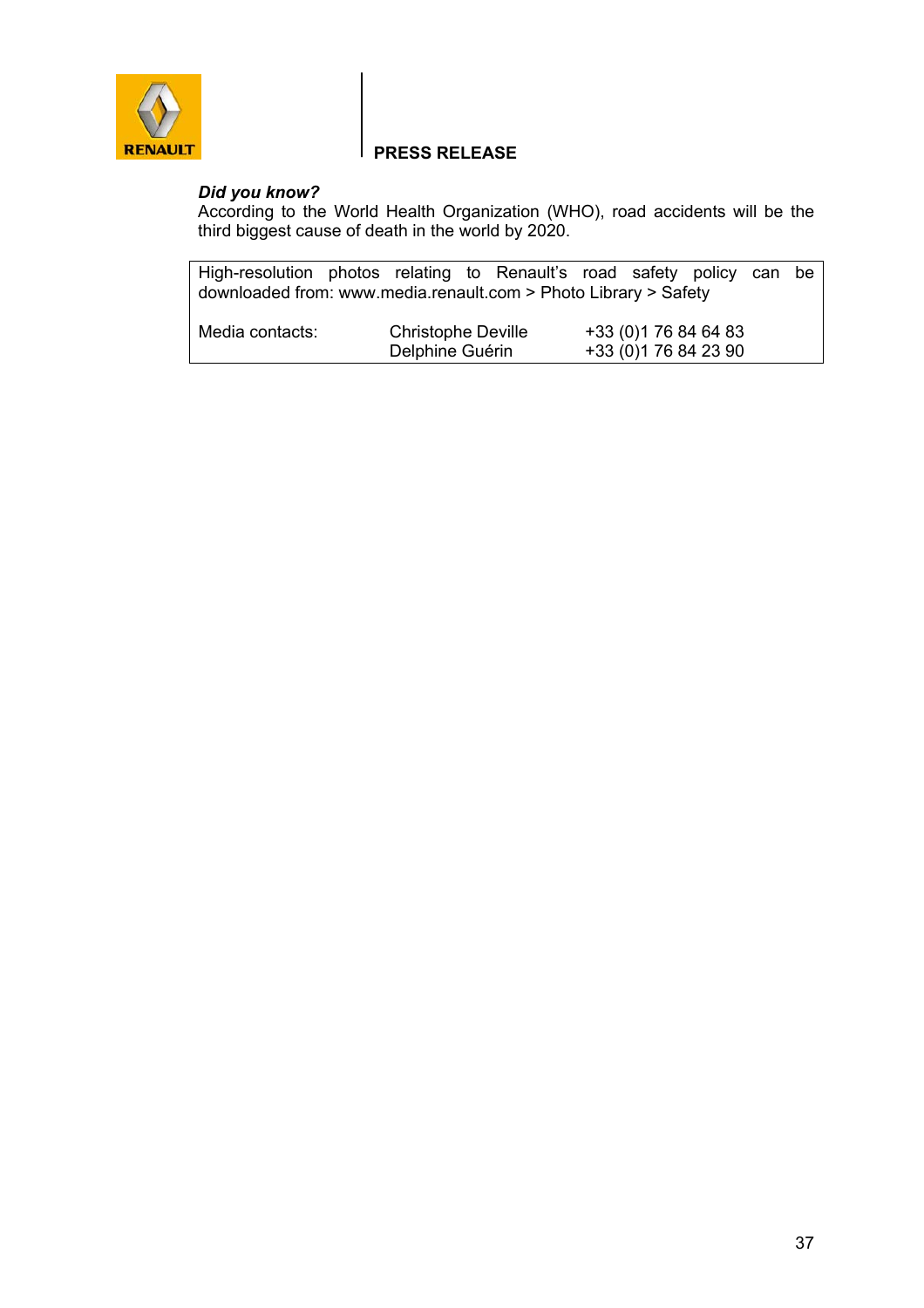PRESS RELEASE

***Did you know?***
According to the World Health Organization (WHO), road accidents will be the third biggest cause of death in the world by 2020.

High-resolution photos relating to Renault's road safety policy can be downloaded from: www.media.renault.com > Photo Library > Safety

| | | |
|---|---|---|
| Media contacts: | Christophe Deville | +33 (0)1 76 84 64 83 |
| | Delphine Guérin | +33 (0)1 76 84 23 90 |